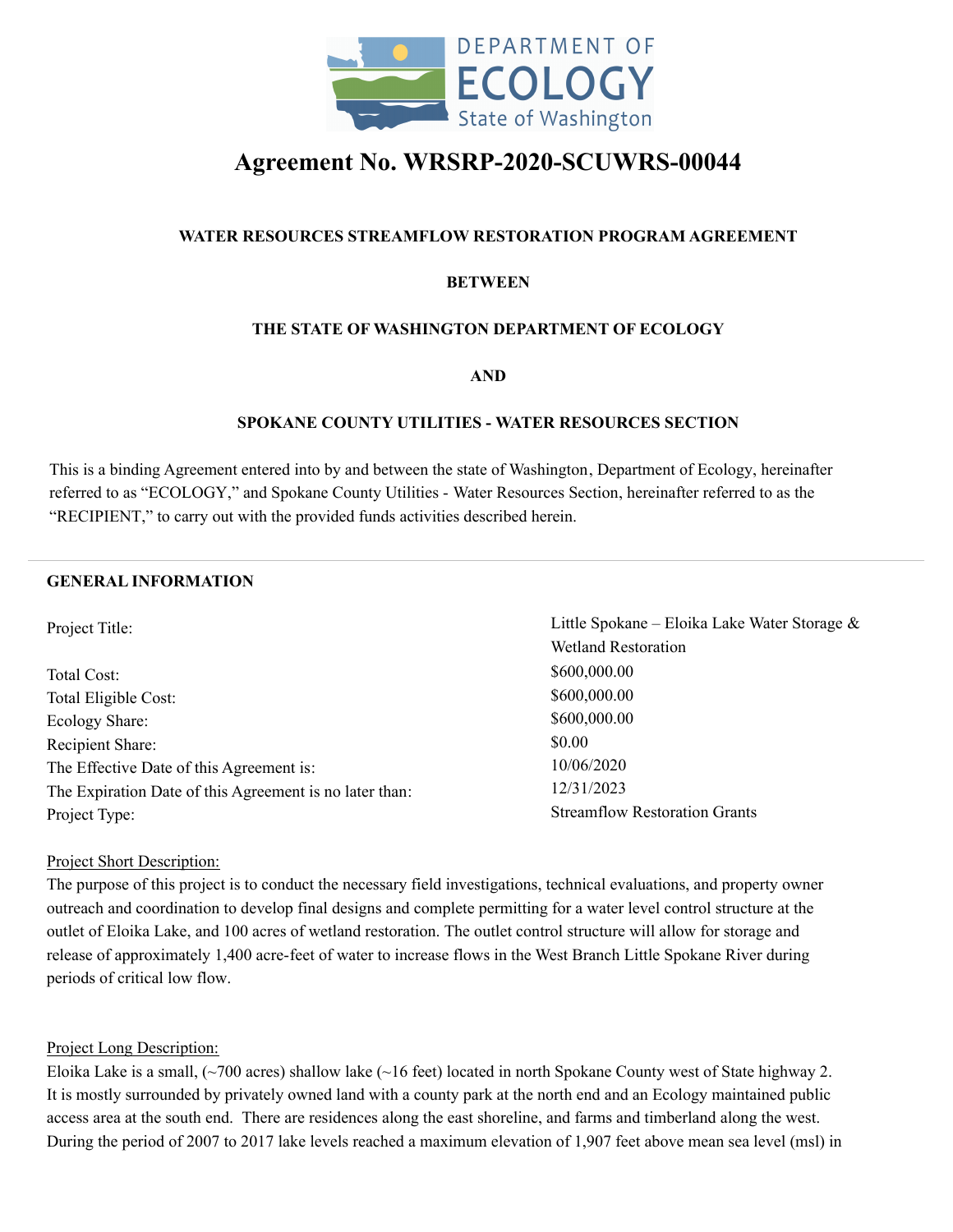# Agreement No. WRSRP-2020-SCUWRS-00044

**WATER RESOURCES STREAMFLOW RESTORATION PROGRAM AGREEMENT**

**BETWEEN**

**THE STATE OF WASHINGTON DEPARTMENT OF ECOLOGY**

**AND**

**SPOKANE COUNTY UTILITIES - WATER RESOURCES SECTION**

This is a binding Agreement entered into by and between the state of Washington, Department of Ecology, hereinafter referred to as "ECOLOGY," and Spokane County Utilities - Water Resources Section, hereinafter referred to as the "RECIPIENT," to carry out with the provided funds activities described herein.

---

## GENERAL INFORMATION

| | |
|---|---|
| Project Title: | Little Spokane – Eloika Lake Water Storage & Wetland Restoration |
| Total Cost: | $600,000.00 |
| Total Eligible Cost: | $600,000.00 |
| Ecology Share: | $600,000.00 |
| Recipient Share: | $0.00 |
| The Effective Date of this Agreement is: | 10/06/2020 |
| The Expiration Date of this Agreement is no later than: | 12/31/2023 |
| Project Type: | Streamflow Restoration Grants |

Project Short Description:

The purpose of this project is to conduct the necessary field investigations, technical evaluations, and property owner outreach and coordination to develop final designs and complete permitting for a water level control structure at the outlet of Eloika Lake, and 100 acres of wetland restoration. The outlet control structure will allow for storage and release of approximately 1,400 acre-feet of water to increase flows in the West Branch Little Spokane River during periods of critical low flow.

Project Long Description:

Eloika Lake is a small, (~700 acres) shallow lake (~16 feet) located in north Spokane County west of State highway 2. It is mostly surrounded by privately owned land with a county park at the north end and an Ecology maintained public access area at the south end. There are residences along the east shoreline, and farms and timberland along the west. During the period of 2007 to 2017 lake levels reached a maximum elevation of 1,907 feet above mean sea level (msl) in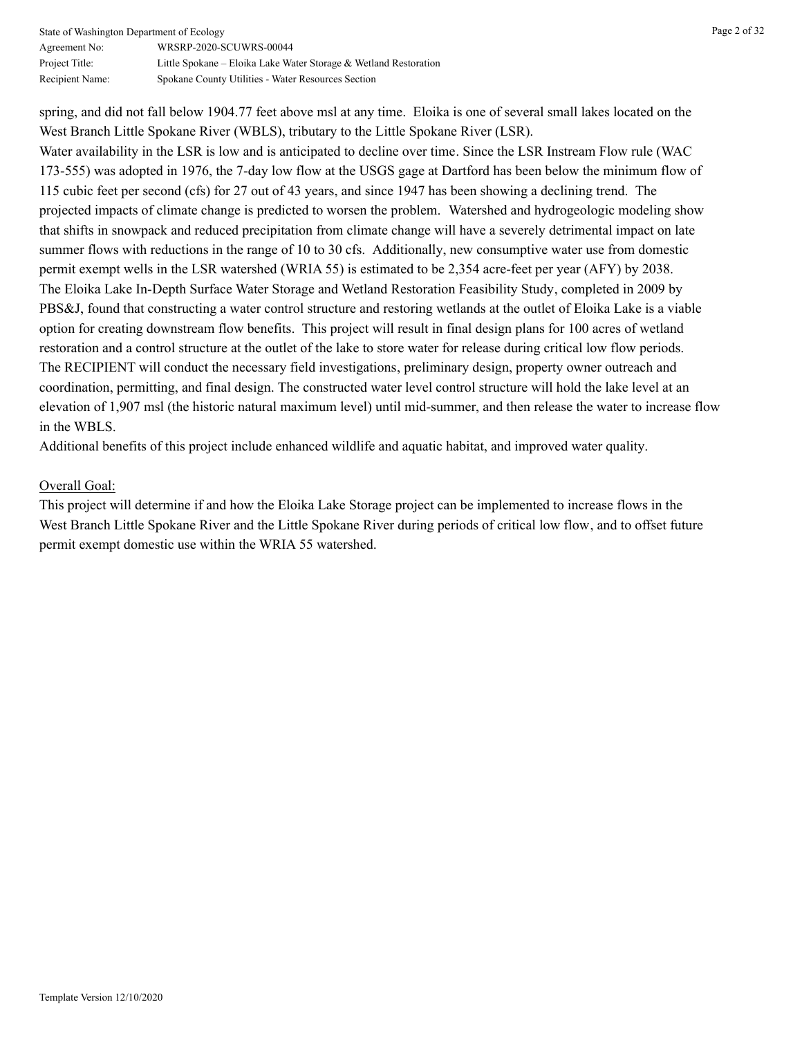spring, and did not fall below 1904.77 feet above msl at any time. Eloika is one of several small lakes located on the West Branch Little Spokane River (WBLS), tributary to the Little Spokane River (LSR).

Water availability in the LSR is low and is anticipated to decline over time. Since the LSR Instream Flow rule (WAC 173-555) was adopted in 1976, the 7-day low flow at the USGS gage at Dartford has been below the minimum flow of 115 cubic feet per second (cfs) for 27 out of 43 years, and since 1947 has been showing a declining trend. The projected impacts of climate change is predicted to worsen the problem. Watershed and hydrogeologic modeling show that shifts in snowpack and reduced precipitation from climate change will have a severely detrimental impact on late summer flows with reductions in the range of 10 to 30 cfs. Additionally, new consumptive water use from domestic permit exempt wells in the LSR watershed (WRIA 55) is estimated to be 2,354 acre-feet per year (AFY) by 2038.

The Eloika Lake In-Depth Surface Water Storage and Wetland Restoration Feasibility Study, completed in 2009 by PBS&J, found that constructing a water control structure and restoring wetlands at the outlet of Eloika Lake is a viable option for creating downstream flow benefits. This project will result in final design plans for 100 acres of wetland restoration and a control structure at the outlet of the lake to store water for release during critical low flow periods.

The RECIPIENT will conduct the necessary field investigations, preliminary design, property owner outreach and coordination, permitting, and final design. The constructed water level control structure will hold the lake level at an elevation of 1,907 msl (the historic natural maximum level) until mid-summer, and then release the water to increase flow in the WBLS.

Additional benefits of this project include enhanced wildlife and aquatic habitat, and improved water quality.

Overall Goal:

This project will determine if and how the Eloika Lake Storage project can be implemented to increase flows in the West Branch Little Spokane River and the Little Spokane River during periods of critical low flow, and to offset future permit exempt domestic use within the WRIA 55 watershed.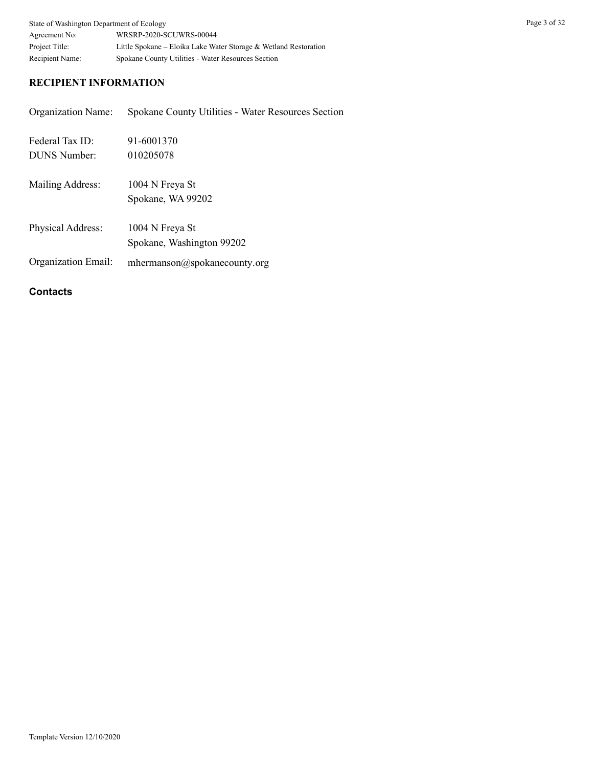## RECIPIENT INFORMATION

| | |
|---|---|
| Organization Name: | Spokane County Utilities - Water Resources Section |
| Federal Tax ID: | 91-6001370 |
| DUNS Number: | 010205078 |
| Mailing Address: | 1004 N Freya St<br>Spokane, WA 99202 |
| Physical Address: | 1004 N Freya St<br>Spokane, Washington 99202 |
| Organization Email: | mhermanson@spokanecounty.org |

### Contacts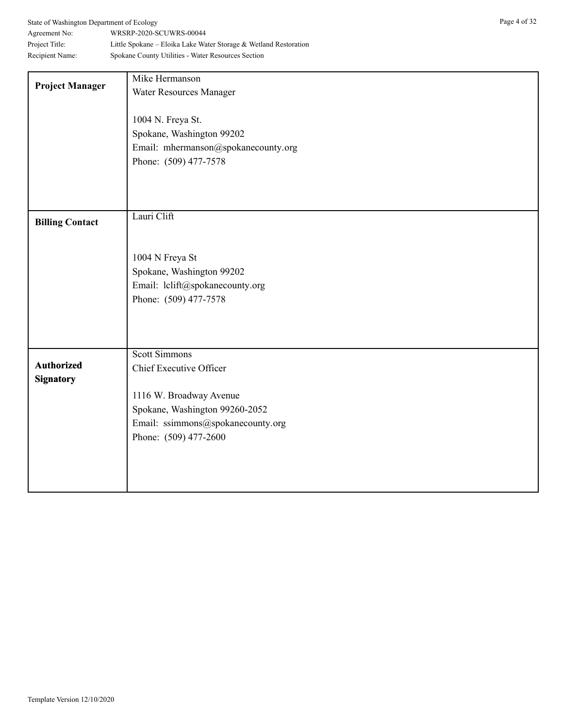| | |
|---|---|
| **Project Manager** | Mike Hermanson<br>Water Resources Manager<br><br>1004 N. Freya St.<br>Spokane, Washington 99202<br>Email: mhermanson@spokanecounty.org<br>Phone: (509) 477-7578 |
| **Billing Contact** | Lauri Clift<br><br><br>1004 N Freya St<br>Spokane, Washington 99202<br>Email: lclift@spokanecounty.org<br>Phone: (509) 477-7578 |
| **Authorized Signatory** | Scott Simmons<br>Chief Executive Officer<br><br>1116 W. Broadway Avenue<br>Spokane, Washington 99260-2052<br>Email: ssimmons@spokanecounty.org<br>Phone: (509) 477-2600 |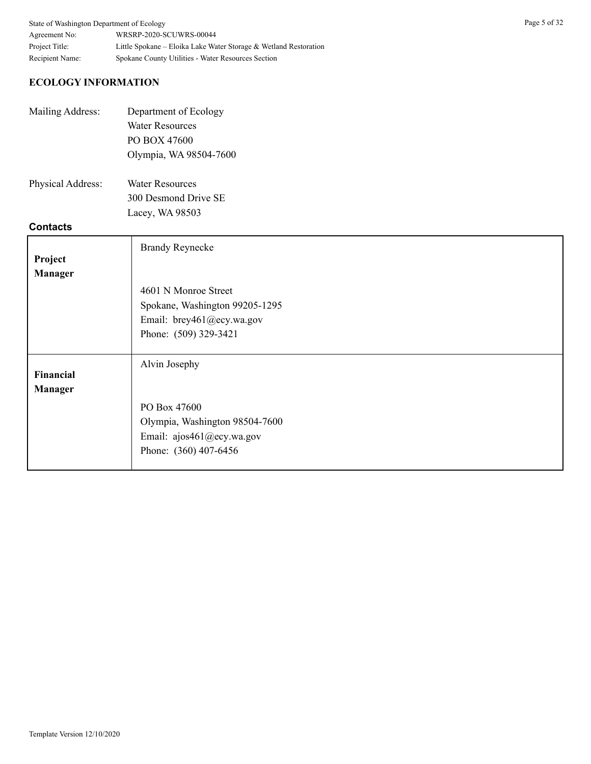## ECOLOGY INFORMATION

| Mailing Address: | Department of Ecology<br>Water Resources<br>PO BOX 47600<br>Olympia, WA 98504-7600 |
|---|---|
| Physical Address: | Water Resources<br>300 Desmond Drive SE<br>Lacey, WA 98503 |

### Contacts

| | |
|---|---|
| **Project Manager** | Brandy Reynecke<br><br>4601 N Monroe Street<br>Spokane, Washington 99205-1295<br>Email: brey461@ecy.wa.gov<br>Phone: (509) 329-3421 |
| **Financial Manager** | Alvin Josephy<br><br>PO Box 47600<br>Olympia, Washington 98504-7600<br>Email: ajos461@ecy.wa.gov<br>Phone: (360) 407-6456 |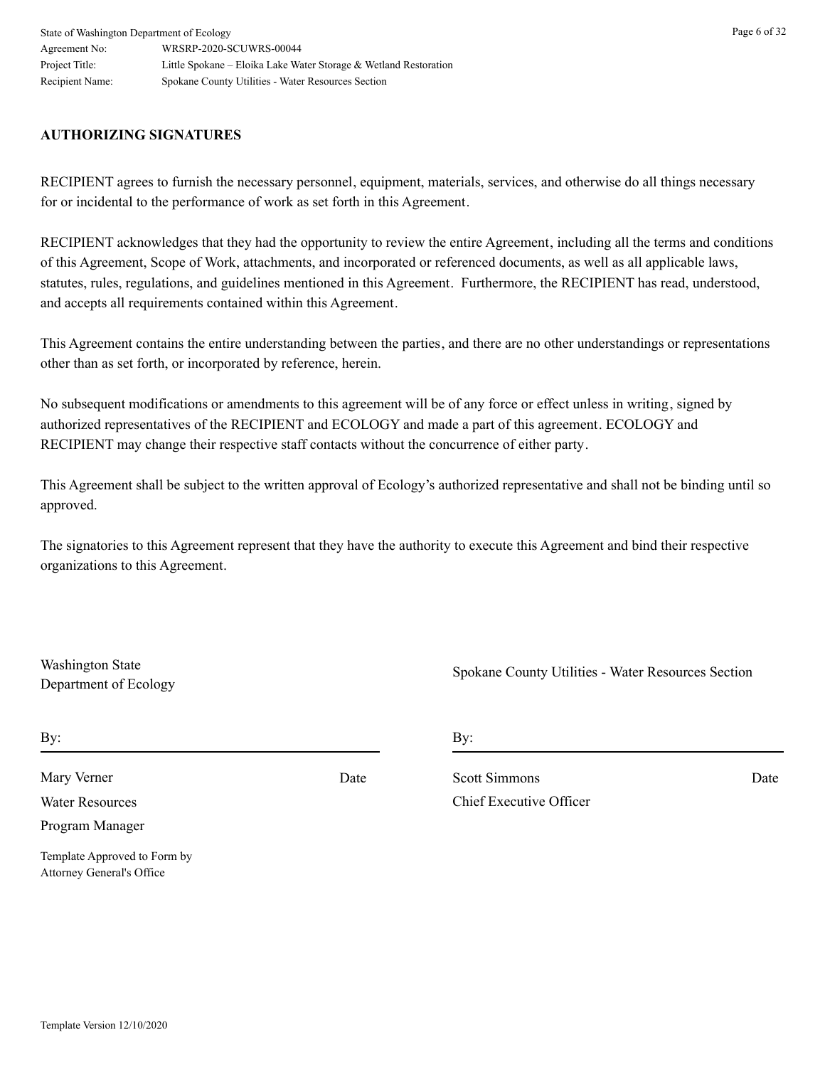## AUTHORIZING SIGNATURES

RECIPIENT agrees to furnish the necessary personnel, equipment, materials, services, and otherwise do all things necessary for or incidental to the performance of work as set forth in this Agreement.

RECIPIENT acknowledges that they had the opportunity to review the entire Agreement, including all the terms and conditions of this Agreement, Scope of Work, attachments, and incorporated or referenced documents, as well as all applicable laws, statutes, rules, regulations, and guidelines mentioned in this Agreement. Furthermore, the RECIPIENT has read, understood, and accepts all requirements contained within this Agreement.

This Agreement contains the entire understanding between the parties, and there are no other understandings or representations other than as set forth, or incorporated by reference, herein.

No subsequent modifications or amendments to this agreement will be of any force or effect unless in writing, signed by authorized representatives of the RECIPIENT and ECOLOGY and made a part of this agreement. ECOLOGY and RECIPIENT may change their respective staff contacts without the concurrence of either party.

This Agreement shall be subject to the written approval of Ecology's authorized representative and shall not be binding until so approved.

The signatories to this Agreement represent that they have the authority to execute this Agreement and bind their respective organizations to this Agreement.

Washington State
Department of Ecology

By: \_\_\_\_\_\_\_\_\_\_\_\_\_\_\_\_\_\_\_\_\_\_\_\_\_\_\_\_\_\_

Mary Verner — Date
Water Resources
Program Manager

Template Approved to Form by
Attorney General's Office

Spokane County Utilities - Water Resources Section

By: \_\_\_\_\_\_\_\_\_\_\_\_\_\_\_\_\_\_\_\_\_\_\_\_\_\_\_\_\_\_

Scott Simmons — Date
Chief Executive Officer

Template Version 12/10/2020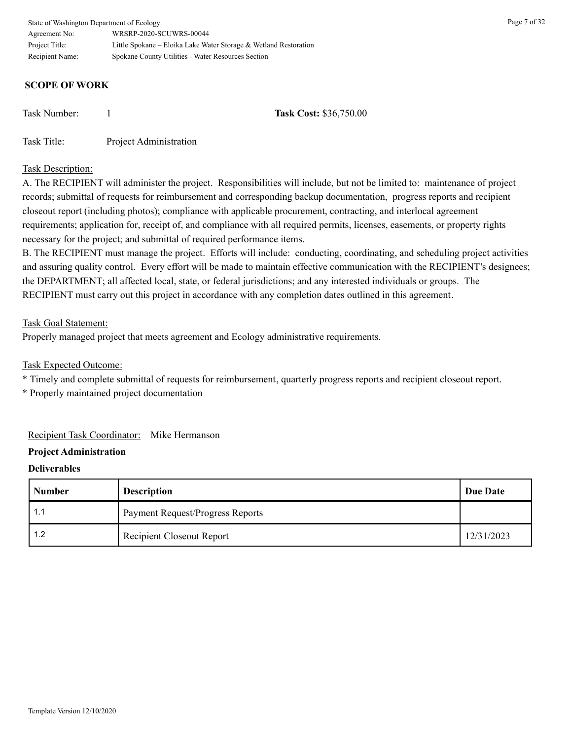## SCOPE OF WORK

Task Number: 1 **Task Cost:** $36,750.00

Task Title: Project Administration

Task Description:

A. The RECIPIENT will administer the project. Responsibilities will include, but not be limited to: maintenance of project records; submittal of requests for reimbursement and corresponding backup documentation, progress reports and recipient closeout report (including photos); compliance with applicable procurement, contracting, and interlocal agreement requirements; application for, receipt of, and compliance with all required permits, licenses, easements, or property rights necessary for the project; and submittal of required performance items.

B. The RECIPIENT must manage the project. Efforts will include: conducting, coordinating, and scheduling project activities and assuring quality control. Every effort will be made to maintain effective communication with the RECIPIENT's designees; the DEPARTMENT; all affected local, state, or federal jurisdictions; and any interested individuals or groups. The RECIPIENT must carry out this project in accordance with any completion dates outlined in this agreement.

Task Goal Statement:

Properly managed project that meets agreement and Ecology administrative requirements.

Task Expected Outcome:

* Timely and complete submittal of requests for reimbursement, quarterly progress reports and recipient closeout report.
* Properly maintained project documentation

Recipient Task Coordinator: Mike Hermanson

**Project Administration**

**Deliverables**

| Number | Description | Due Date |
| --- | --- | --- |
| 1.1 | Payment Request/Progress Reports | |
| 1.2 | Recipient Closeout Report | 12/31/2023 |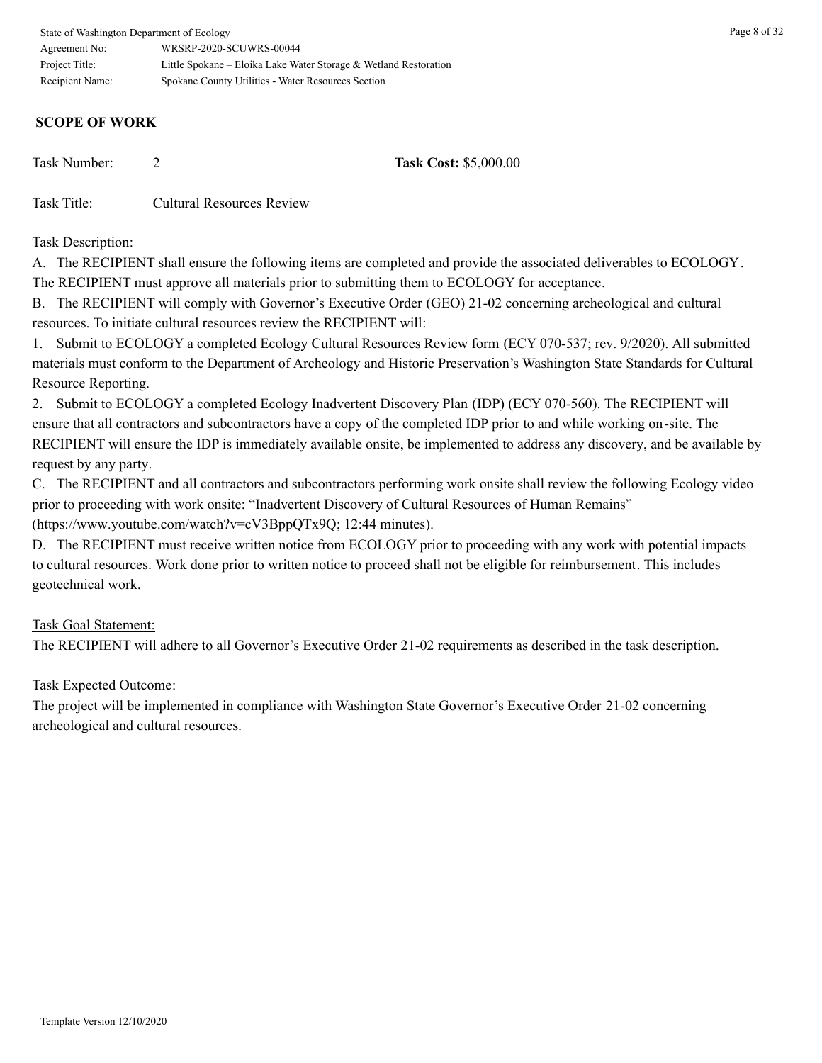## SCOPE OF WORK

Task Number: 2 **Task Cost:** $5,000.00

Task Title: Cultural Resources Review

Task Description:

A. The RECIPIENT shall ensure the following items are completed and provide the associated deliverables to ECOLOGY. The RECIPIENT must approve all materials prior to submitting them to ECOLOGY for acceptance.

B. The RECIPIENT will comply with Governor's Executive Order (GEO) 21-02 concerning archeological and cultural resources. To initiate cultural resources review the RECIPIENT will:

1. Submit to ECOLOGY a completed Ecology Cultural Resources Review form (ECY 070-537; rev. 9/2020). All submitted materials must conform to the Department of Archeology and Historic Preservation's Washington State Standards for Cultural Resource Reporting.
2. Submit to ECOLOGY a completed Ecology Inadvertent Discovery Plan (IDP) (ECY 070-560). The RECIPIENT will ensure that all contractors and subcontractors have a copy of the completed IDP prior to and while working on-site. The RECIPIENT will ensure the IDP is immediately available onsite, be implemented to address any discovery, and be available by request by any party.

C. The RECIPIENT and all contractors and subcontractors performing work onsite shall review the following Ecology video prior to proceeding with work onsite: "Inadvertent Discovery of Cultural Resources of Human Remains" (https://www.youtube.com/watch?v=cV3BppQTx9Q; 12:44 minutes).

D. The RECIPIENT must receive written notice from ECOLOGY prior to proceeding with any work with potential impacts to cultural resources. Work done prior to written notice to proceed shall not be eligible for reimbursement. This includes geotechnical work.

Task Goal Statement:

The RECIPIENT will adhere to all Governor's Executive Order 21-02 requirements as described in the task description.

Task Expected Outcome:

The project will be implemented in compliance with Washington State Governor's Executive Order 21-02 concerning archeological and cultural resources.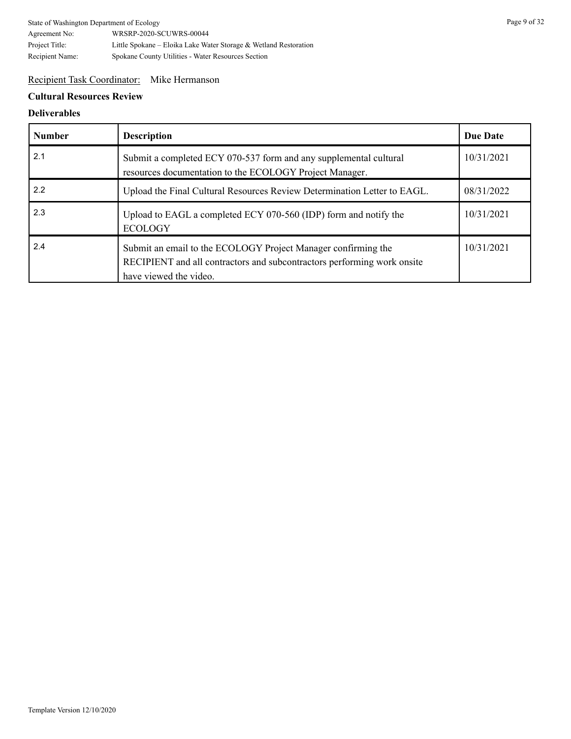Recipient Task Coordinator: Mike Hermanson

**Cultural Resources Review**

**Deliverables**

| Number | Description | Due Date |
|---|---|---|
| 2.1 | Submit a completed ECY 070-537 form and any supplemental cultural resources documentation to the ECOLOGY Project Manager. | 10/31/2021 |
| 2.2 | Upload the Final Cultural Resources Review Determination Letter to EAGL. | 08/31/2022 |
| 2.3 | Upload to EAGL a completed ECY 070-560 (IDP) form and notify the ECOLOGY | 10/31/2021 |
| 2.4 | Submit an email to the ECOLOGY Project Manager confirming the RECIPIENT and all contractors and subcontractors performing work onsite have viewed the video. | 10/31/2021 |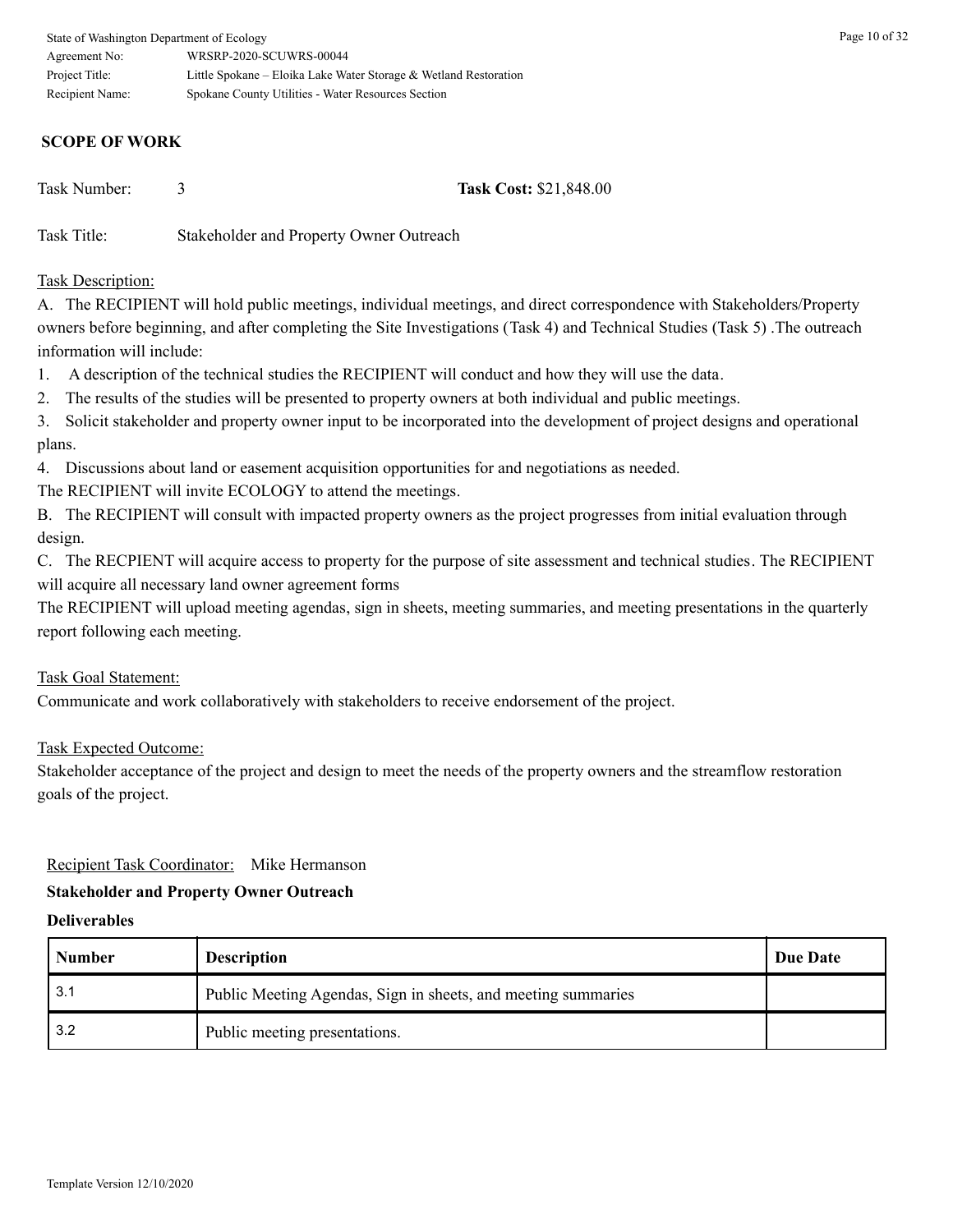State of Washington Department of Ecology
Agreement No: WRSRP-2020-SCUWRS-00044
Project Title: Little Spokane – Eloika Lake Water Storage & Wetland Restoration
Recipient Name: Spokane County Utilities - Water Resources Section

## SCOPE OF WORK

Task Number: 3 **Task Cost:** $21,848.00

Task Title: Stakeholder and Property Owner Outreach

Task Description:

A. The RECIPIENT will hold public meetings, individual meetings, and direct correspondence with Stakeholders/Property owners before beginning, and after completing the Site Investigations (Task 4) and Technical Studies (Task 5) .The outreach information will include:

1. A description of the technical studies the RECIPIENT will conduct and how they will use the data.
2. The results of the studies will be presented to property owners at both individual and public meetings.
3. Solicit stakeholder and property owner input to be incorporated into the development of project designs and operational plans.
4. Discussions about land or easement acquisition opportunities for and negotiations as needed.

The RECIPIENT will invite ECOLOGY to attend the meetings.

B. The RECIPIENT will consult with impacted property owners as the project progresses from initial evaluation through design.

C. The RECPIENT will acquire access to property for the purpose of site assessment and technical studies. The RECIPIENT will acquire all necessary land owner agreement forms

The RECIPIENT will upload meeting agendas, sign in sheets, meeting summaries, and meeting presentations in the quarterly report following each meeting.

Task Goal Statement:

Communicate and work collaboratively with stakeholders to receive endorsement of the project.

Task Expected Outcome:

Stakeholder acceptance of the project and design to meet the needs of the property owners and the streamflow restoration goals of the project.

Recipient Task Coordinator: Mike Hermanson

**Stakeholder and Property Owner Outreach**

**Deliverables**

| Number | Description | Due Date |
|---|---|---|
| 3.1 | Public Meeting Agendas, Sign in sheets, and meeting summaries | |
| 3.2 | Public meeting presentations. | |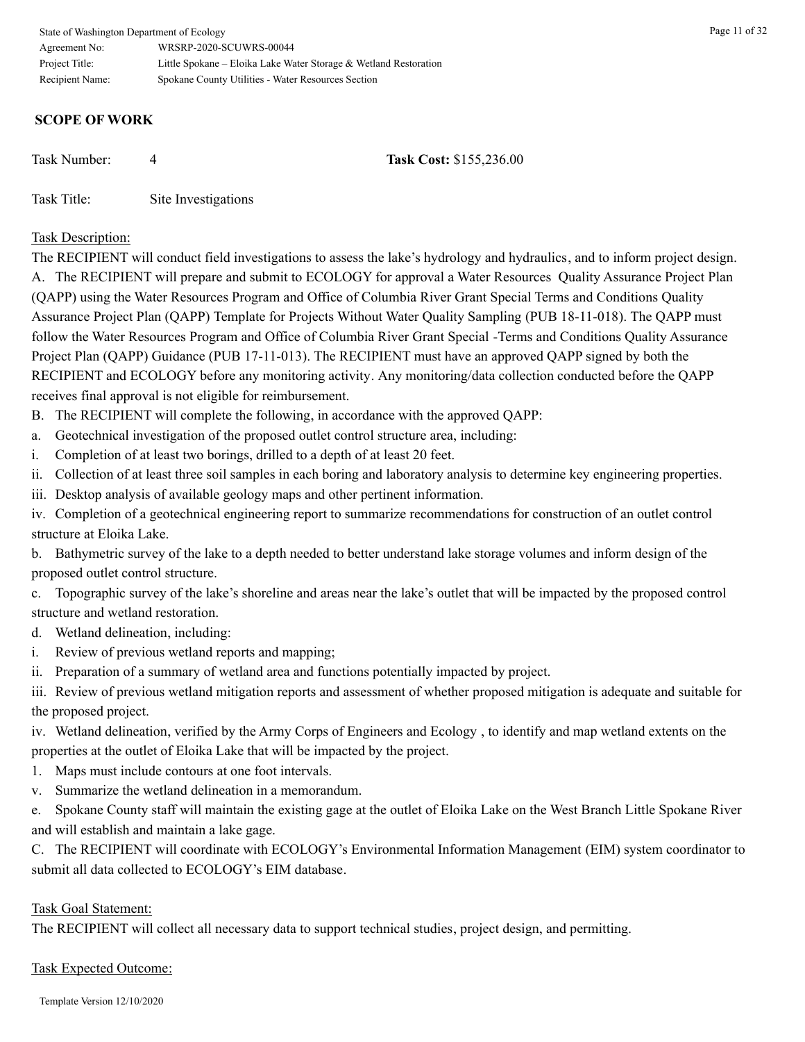## SCOPE OF WORK

Task Number: 4 **Task Cost:** $155,236.00

Task Title: Site Investigations

Task Description:

The RECIPIENT will conduct field investigations to assess the lake's hydrology and hydraulics, and to inform project design.

A. The RECIPIENT will prepare and submit to ECOLOGY for approval a Water Resources Quality Assurance Project Plan (QAPP) using the Water Resources Program and Office of Columbia River Grant Special Terms and Conditions Quality Assurance Project Plan (QAPP) Template for Projects Without Water Quality Sampling (PUB 18-11-018). The QAPP must follow the Water Resources Program and Office of Columbia River Grant Special -Terms and Conditions Quality Assurance Project Plan (QAPP) Guidance (PUB 17-11-013). The RECIPIENT must have an approved QAPP signed by both the RECIPIENT and ECOLOGY before any monitoring activity. Any monitoring/data collection conducted before the QAPP receives final approval is not eligible for reimbursement.

B. The RECIPIENT will complete the following, in accordance with the approved QAPP:

a. Geotechnical investigation of the proposed outlet control structure area, including:

i. Completion of at least two borings, drilled to a depth of at least 20 feet.

ii. Collection of at least three soil samples in each boring and laboratory analysis to determine key engineering properties.

iii. Desktop analysis of available geology maps and other pertinent information.

iv. Completion of a geotechnical engineering report to summarize recommendations for construction of an outlet control structure at Eloika Lake.

b. Bathymetric survey of the lake to a depth needed to better understand lake storage volumes and inform design of the proposed outlet control structure.

c. Topographic survey of the lake's shoreline and areas near the lake's outlet that will be impacted by the proposed control structure and wetland restoration.

d. Wetland delineation, including:

i. Review of previous wetland reports and mapping;

ii. Preparation of a summary of wetland area and functions potentially impacted by project.

iii. Review of previous wetland mitigation reports and assessment of whether proposed mitigation is adequate and suitable for the proposed project.

iv. Wetland delineation, verified by the Army Corps of Engineers and Ecology , to identify and map wetland extents on the properties at the outlet of Eloika Lake that will be impacted by the project.

1. Maps must include contours at one foot intervals.

v. Summarize the wetland delineation in a memorandum.

e. Spokane County staff will maintain the existing gage at the outlet of Eloika Lake on the West Branch Little Spokane River and will establish and maintain a lake gage.

C. The RECIPIENT will coordinate with ECOLOGY's Environmental Information Management (EIM) system coordinator to submit all data collected to ECOLOGY's EIM database.

Task Goal Statement:

The RECIPIENT will collect all necessary data to support technical studies, project design, and permitting.

Task Expected Outcome: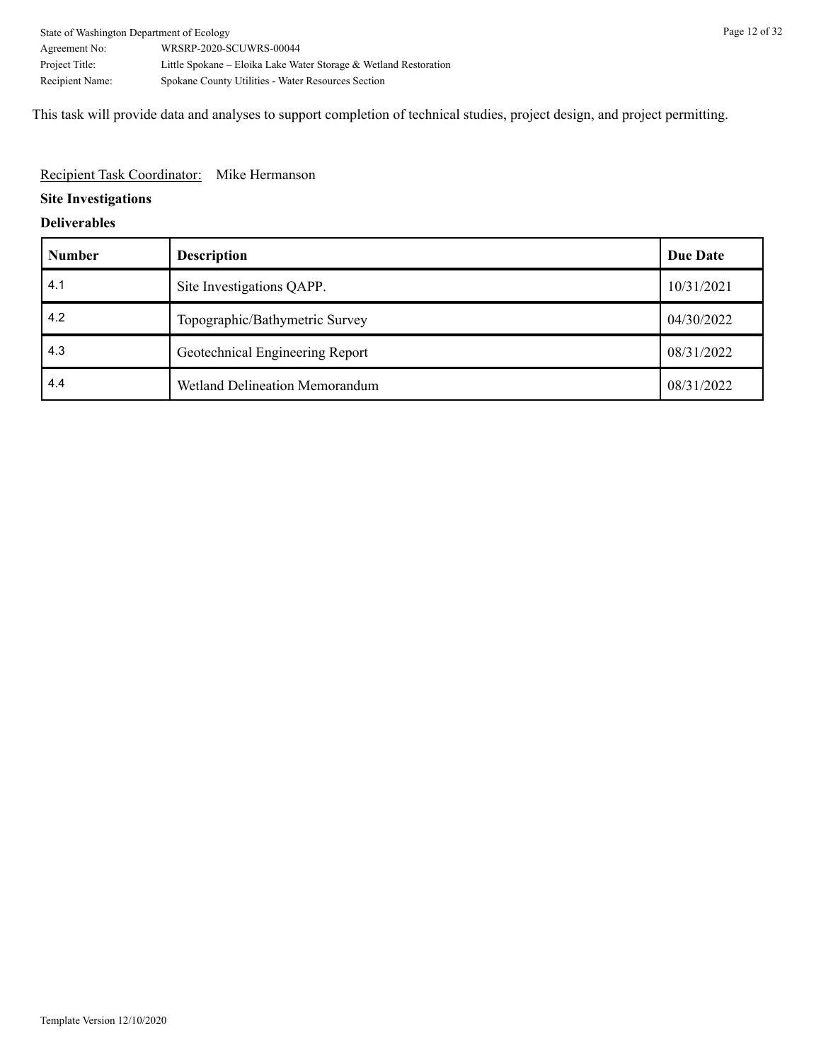This task will provide data and analyses to support completion of technical studies, project design, and project permitting.

Recipient Task Coordinator: Mike Hermanson

**Site Investigations**

**Deliverables**

| Number | Description | Due Date |
|---|---|---|
| 4.1 | Site Investigations QAPP. | 10/31/2021 |
| 4.2 | Topographic/Bathymetric Survey | 04/30/2022 |
| 4.3 | Geotechnical Engineering Report | 08/31/2022 |
| 4.4 | Wetland Delineation Memorandum | 08/31/2022 |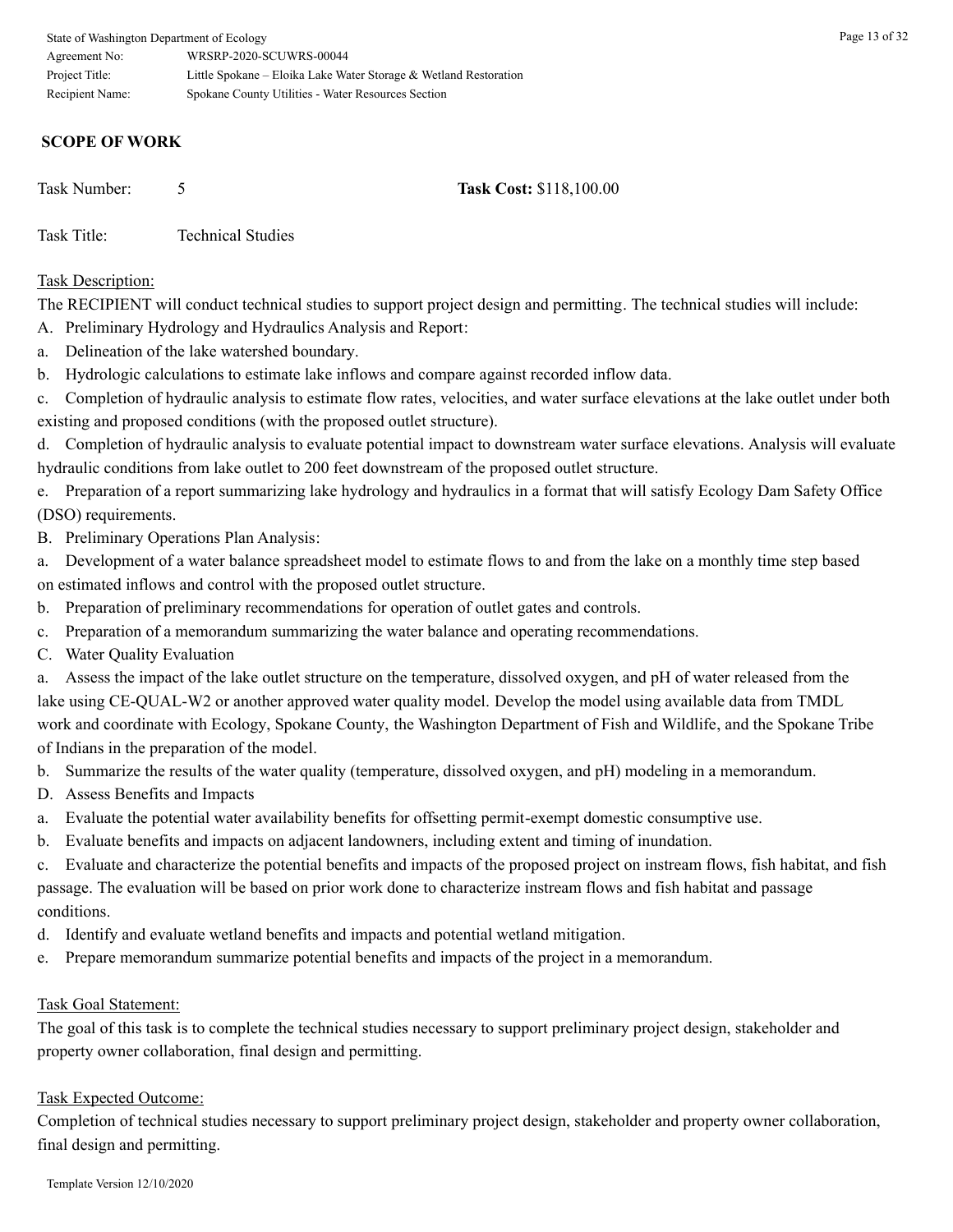## SCOPE OF WORK

Task Number: 5 **Task Cost:** $118,100.00

Task Title: Technical Studies

Task Description:

The RECIPIENT will conduct technical studies to support project design and permitting. The technical studies will include:

A. Preliminary Hydrology and Hydraulics Analysis and Report:

a. Delineation of the lake watershed boundary.

b. Hydrologic calculations to estimate lake inflows and compare against recorded inflow data.

c. Completion of hydraulic analysis to estimate flow rates, velocities, and water surface elevations at the lake outlet under both existing and proposed conditions (with the proposed outlet structure).

d. Completion of hydraulic analysis to evaluate potential impact to downstream water surface elevations. Analysis will evaluate hydraulic conditions from lake outlet to 200 feet downstream of the proposed outlet structure.

e. Preparation of a report summarizing lake hydrology and hydraulics in a format that will satisfy Ecology Dam Safety Office (DSO) requirements.

B. Preliminary Operations Plan Analysis:

a. Development of a water balance spreadsheet model to estimate flows to and from the lake on a monthly time step based on estimated inflows and control with the proposed outlet structure.

b. Preparation of preliminary recommendations for operation of outlet gates and controls.

c. Preparation of a memorandum summarizing the water balance and operating recommendations.

C. Water Quality Evaluation

a. Assess the impact of the lake outlet structure on the temperature, dissolved oxygen, and pH of water released from the lake using CE-QUAL-W2 or another approved water quality model. Develop the model using available data from TMDL work and coordinate with Ecology, Spokane County, the Washington Department of Fish and Wildlife, and the Spokane Tribe of Indians in the preparation of the model.

b. Summarize the results of the water quality (temperature, dissolved oxygen, and pH) modeling in a memorandum.

D. Assess Benefits and Impacts

a. Evaluate the potential water availability benefits for offsetting permit-exempt domestic consumptive use.

b. Evaluate benefits and impacts on adjacent landowners, including extent and timing of inundation.

c. Evaluate and characterize the potential benefits and impacts of the proposed project on instream flows, fish habitat, and fish passage. The evaluation will be based on prior work done to characterize instream flows and fish habitat and passage conditions.

d. Identify and evaluate wetland benefits and impacts and potential wetland mitigation.

e. Prepare memorandum summarize potential benefits and impacts of the project in a memorandum.

Task Goal Statement:

The goal of this task is to complete the technical studies necessary to support preliminary project design, stakeholder and property owner collaboration, final design and permitting.

Task Expected Outcome:

Completion of technical studies necessary to support preliminary project design, stakeholder and property owner collaboration, final design and permitting.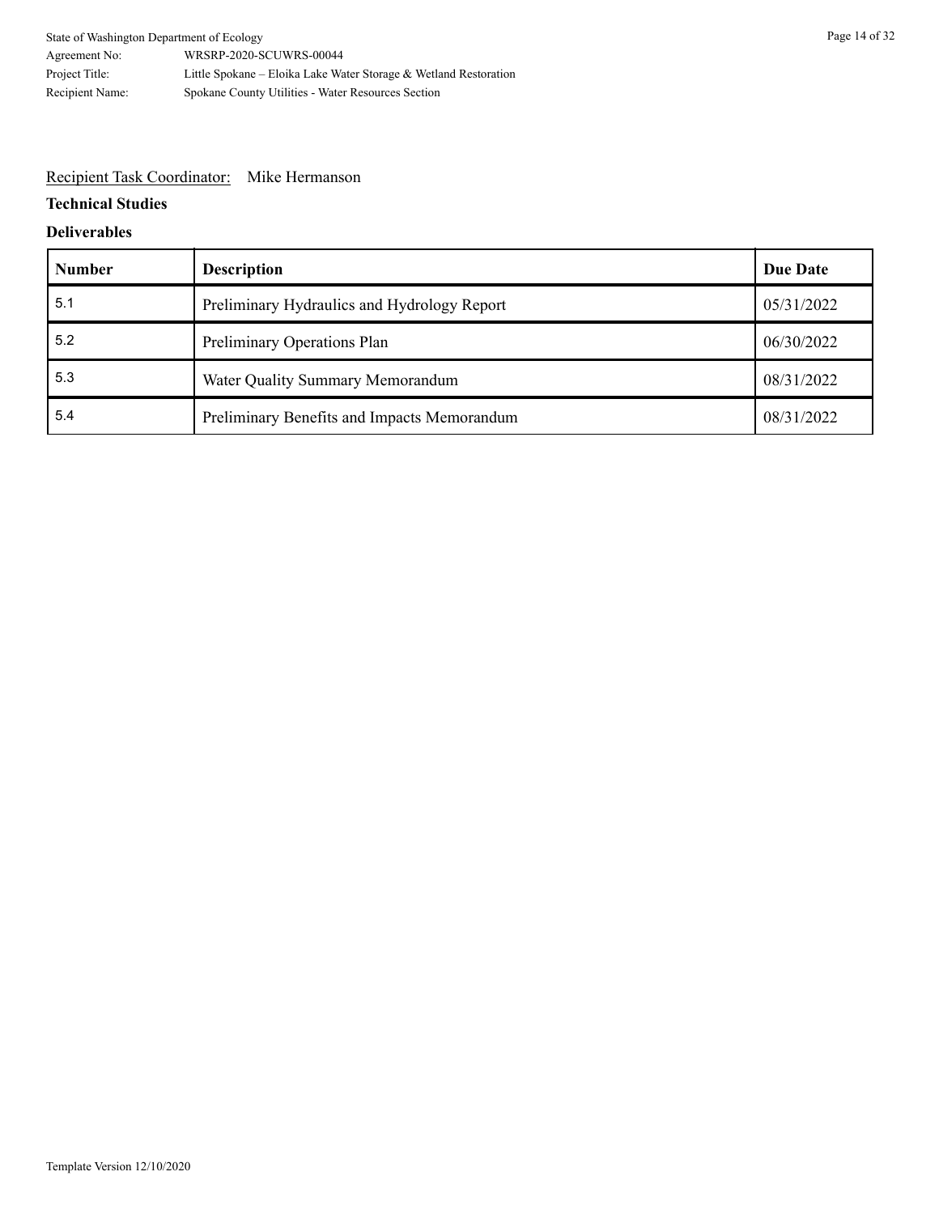Recipient Task Coordinator: Mike Hermanson

**Technical Studies**

**Deliverables**

| Number | Description | Due Date |
|---|---|---|
| 5.1 | Preliminary Hydraulics and Hydrology Report | 05/31/2022 |
| 5.2 | Preliminary Operations Plan | 06/30/2022 |
| 5.3 | Water Quality Summary Memorandum | 08/31/2022 |
| 5.4 | Preliminary Benefits and Impacts Memorandum | 08/31/2022 |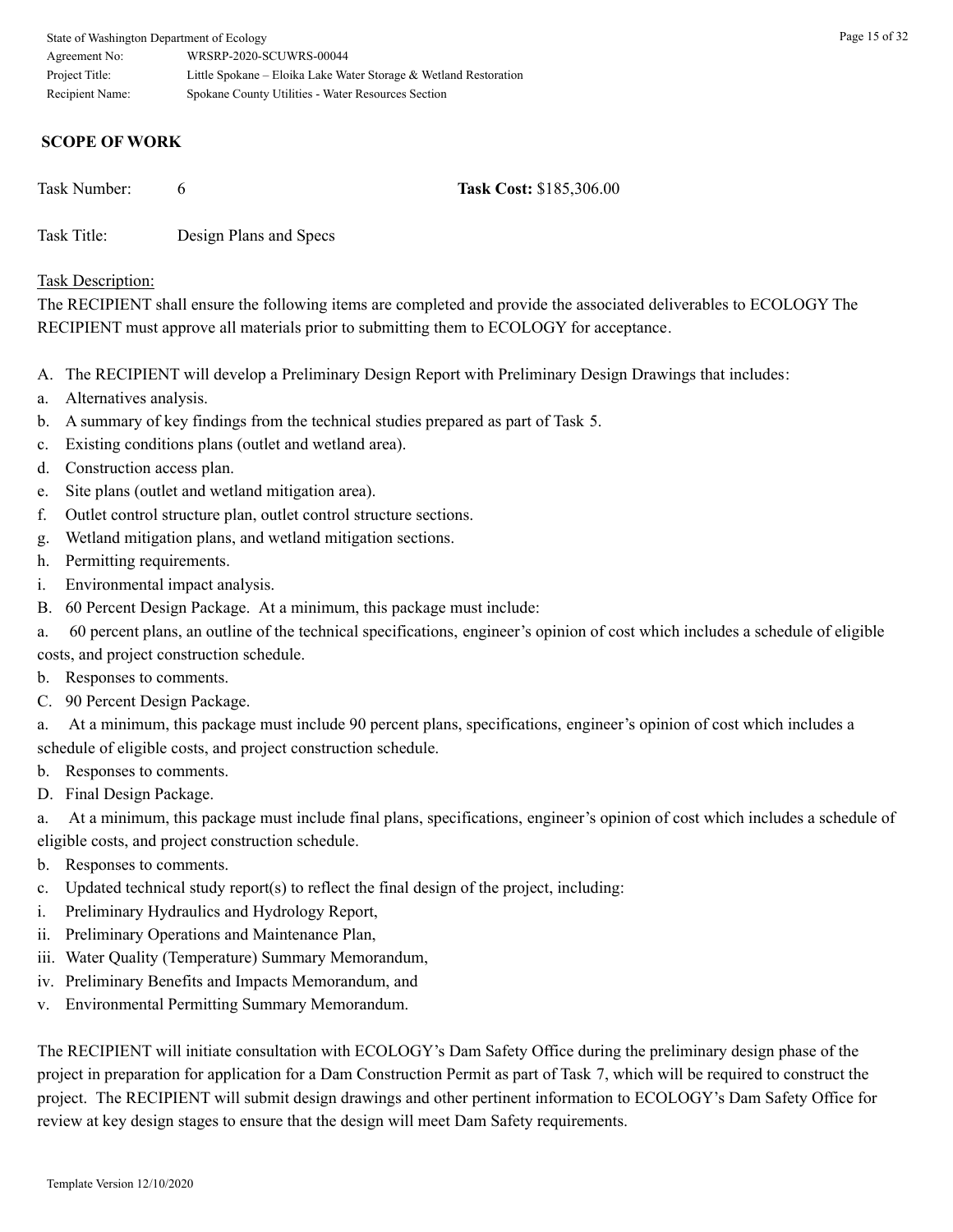## SCOPE OF WORK

Task Number: 6 **Task Cost:** $185,306.00

Task Title: Design Plans and Specs

Task Description:

The RECIPIENT shall ensure the following items are completed and provide the associated deliverables to ECOLOGY The RECIPIENT must approve all materials prior to submitting them to ECOLOGY for acceptance.

A. The RECIPIENT will develop a Preliminary Design Report with Preliminary Design Drawings that includes:

a. Alternatives analysis.

b. A summary of key findings from the technical studies prepared as part of Task 5.

c. Existing conditions plans (outlet and wetland area).

d. Construction access plan.

e. Site plans (outlet and wetland mitigation area).

f. Outlet control structure plan, outlet control structure sections.

g. Wetland mitigation plans, and wetland mitigation sections.

h. Permitting requirements.

i. Environmental impact analysis.

B. 60 Percent Design Package. At a minimum, this package must include:

a. 60 percent plans, an outline of the technical specifications, engineer's opinion of cost which includes a schedule of eligible costs, and project construction schedule.

b. Responses to comments.

C. 90 Percent Design Package.

a. At a minimum, this package must include 90 percent plans, specifications, engineer's opinion of cost which includes a schedule of eligible costs, and project construction schedule.

b. Responses to comments.

D. Final Design Package.

a. At a minimum, this package must include final plans, specifications, engineer's opinion of cost which includes a schedule of eligible costs, and project construction schedule.

b. Responses to comments.

c. Updated technical study report(s) to reflect the final design of the project, including:

i. Preliminary Hydraulics and Hydrology Report,

ii. Preliminary Operations and Maintenance Plan,

iii. Water Quality (Temperature) Summary Memorandum,

iv. Preliminary Benefits and Impacts Memorandum, and

v. Environmental Permitting Summary Memorandum.

The RECIPIENT will initiate consultation with ECOLOGY's Dam Safety Office during the preliminary design phase of the project in preparation for application for a Dam Construction Permit as part of Task 7, which will be required to construct the project. The RECIPIENT will submit design drawings and other pertinent information to ECOLOGY's Dam Safety Office for review at key design stages to ensure that the design will meet Dam Safety requirements.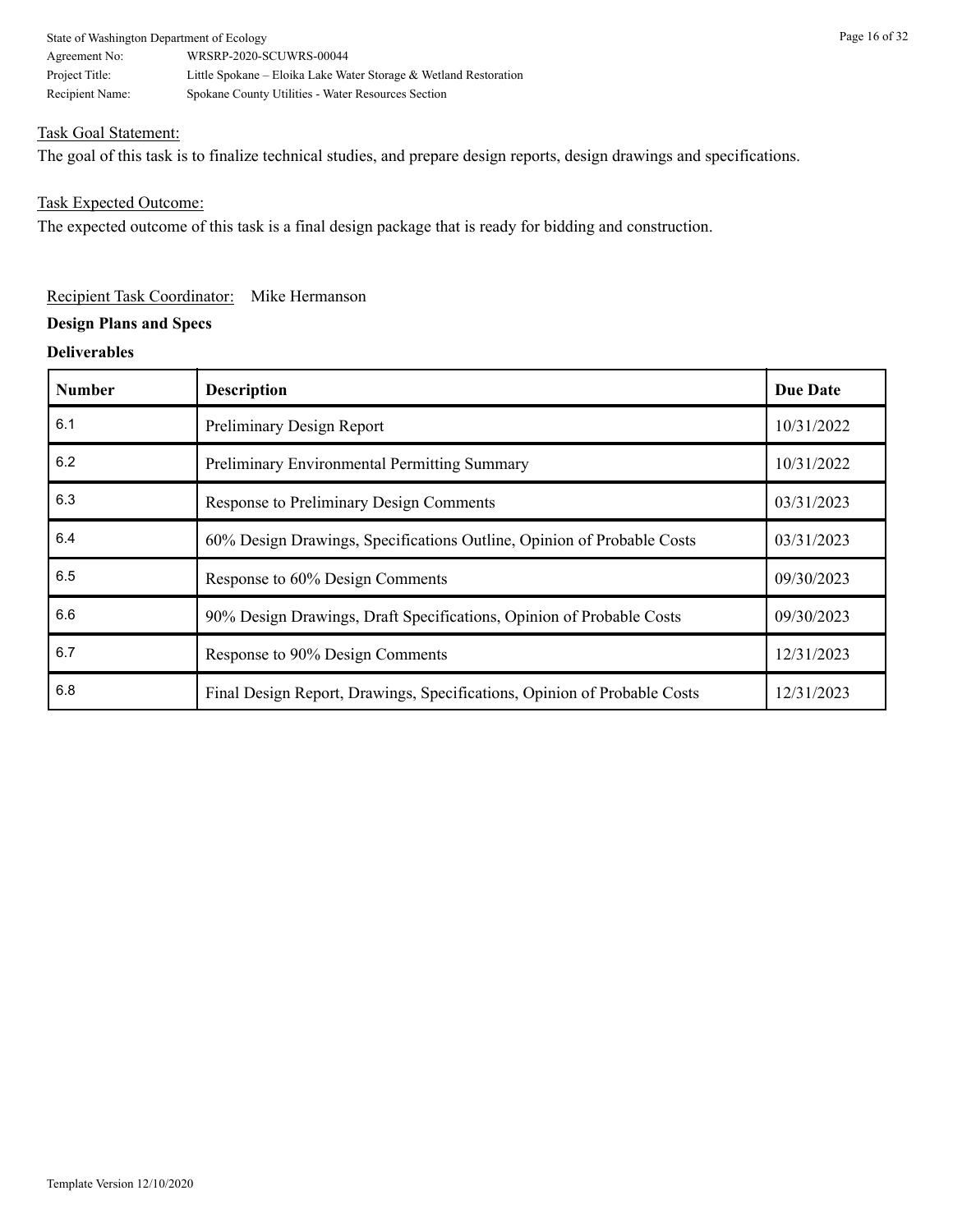Task Goal Statement:

The goal of this task is to finalize technical studies, and prepare design reports, design drawings and specifications.

Task Expected Outcome:

The expected outcome of this task is a final design package that is ready for bidding and construction.

Recipient Task Coordinator: Mike Hermanson

**Design Plans and Specs**

**Deliverables**

| Number | Description | Due Date |
|---|---|---|
| 6.1 | Preliminary Design Report | 10/31/2022 |
| 6.2 | Preliminary Environmental Permitting Summary | 10/31/2022 |
| 6.3 | Response to Preliminary Design Comments | 03/31/2023 |
| 6.4 | 60% Design Drawings, Specifications Outline, Opinion of Probable Costs | 03/31/2023 |
| 6.5 | Response to 60% Design Comments | 09/30/2023 |
| 6.6 | 90% Design Drawings, Draft Specifications, Opinion of Probable Costs | 09/30/2023 |
| 6.7 | Response to 90% Design Comments | 12/31/2023 |
| 6.8 | Final Design Report, Drawings, Specifications, Opinion of Probable Costs | 12/31/2023 |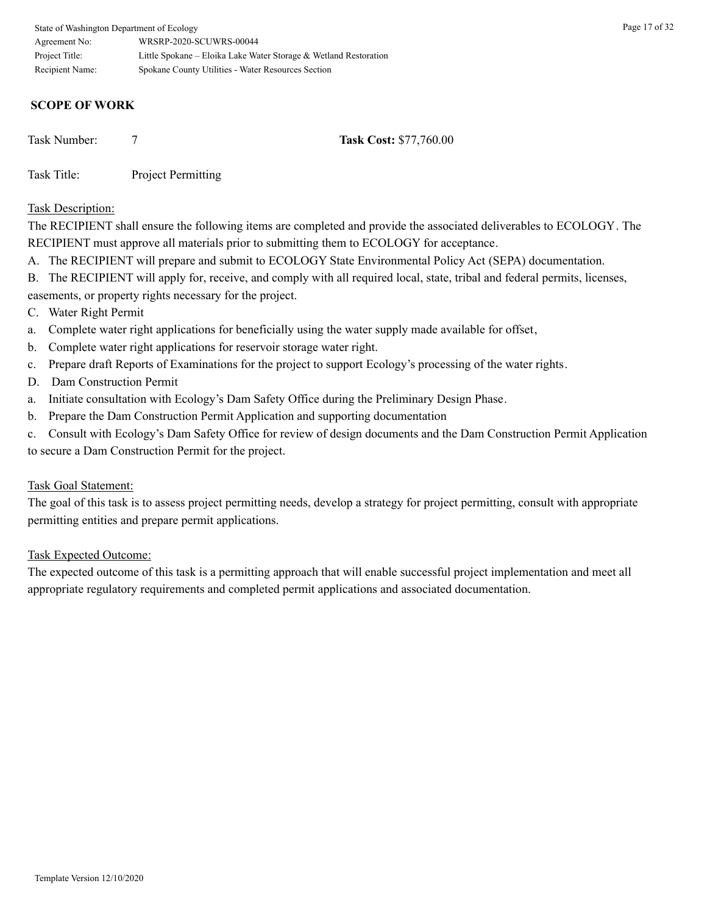## SCOPE OF WORK

Task Number: 7 **Task Cost:** $77,760.00

Task Title: Project Permitting

Task Description:

The RECIPIENT shall ensure the following items are completed and provide the associated deliverables to ECOLOGY. The RECIPIENT must approve all materials prior to submitting them to ECOLOGY for acceptance.

A. The RECIPIENT will prepare and submit to ECOLOGY State Environmental Policy Act (SEPA) documentation.

B. The RECIPIENT will apply for, receive, and comply with all required local, state, tribal and federal permits, licenses, easements, or property rights necessary for the project.

C. Water Right Permit

a. Complete water right applications for beneficially using the water supply made available for offset,

b. Complete water right applications for reservoir storage water right.

c. Prepare draft Reports of Examinations for the project to support Ecology's processing of the water rights.

D. Dam Construction Permit

a. Initiate consultation with Ecology's Dam Safety Office during the Preliminary Design Phase.

b. Prepare the Dam Construction Permit Application and supporting documentation

c. Consult with Ecology's Dam Safety Office for review of design documents and the Dam Construction Permit Application to secure a Dam Construction Permit for the project.

Task Goal Statement:

The goal of this task is to assess project permitting needs, develop a strategy for project permitting, consult with appropriate permitting entities and prepare permit applications.

Task Expected Outcome:

The expected outcome of this task is a permitting approach that will enable successful project implementation and meet all appropriate regulatory requirements and completed permit applications and associated documentation.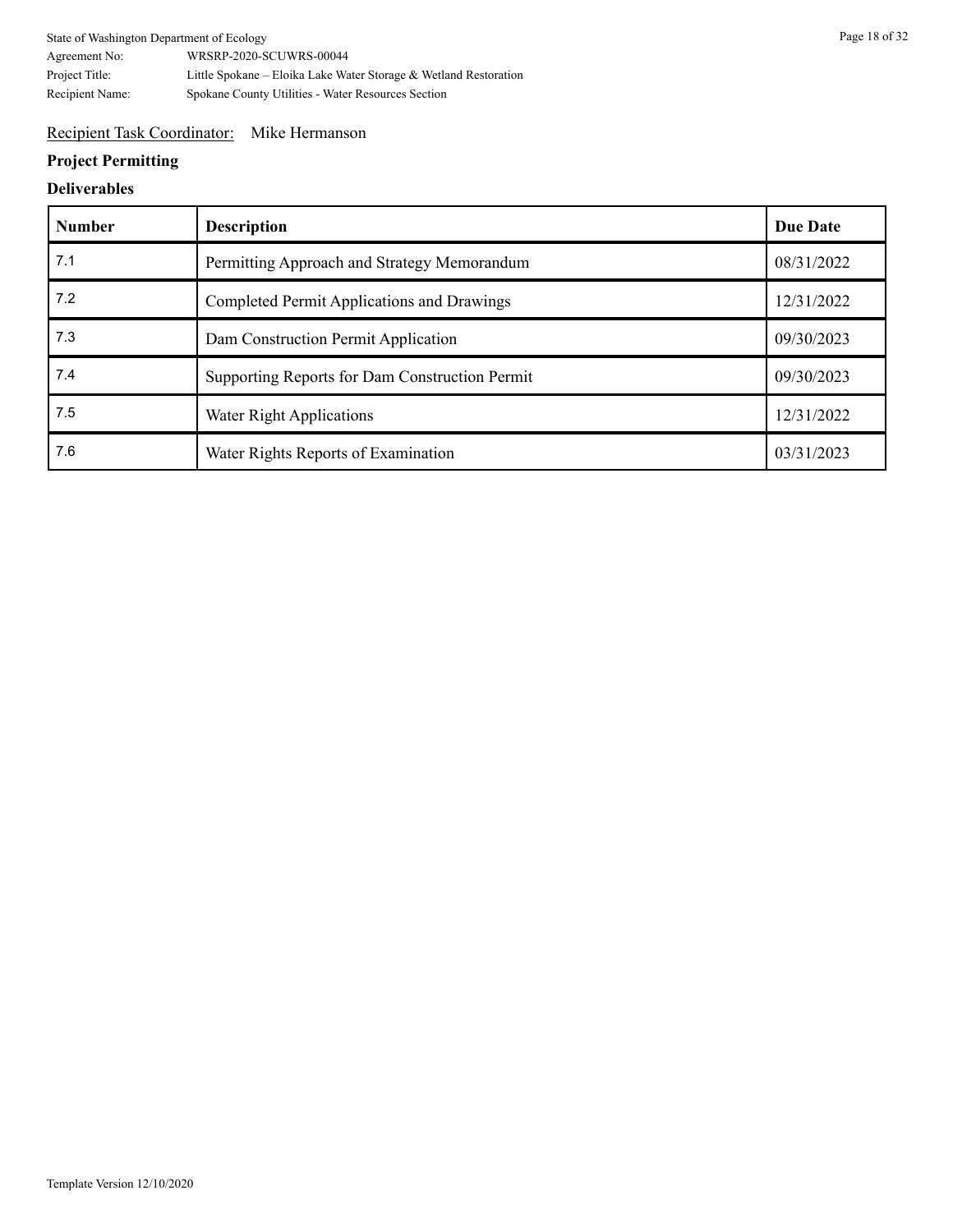Recipient Task Coordinator: Mike Hermanson

**Project Permitting**

**Deliverables**

| Number | Description | Due Date |
|---|---|---|
| 7.1 | Permitting Approach and Strategy Memorandum | 08/31/2022 |
| 7.2 | Completed Permit Applications and Drawings | 12/31/2022 |
| 7.3 | Dam Construction Permit Application | 09/30/2023 |
| 7.4 | Supporting Reports for Dam Construction Permit | 09/30/2023 |
| 7.5 | Water Right Applications | 12/31/2022 |
| 7.6 | Water Rights Reports of Examination | 03/31/2023 |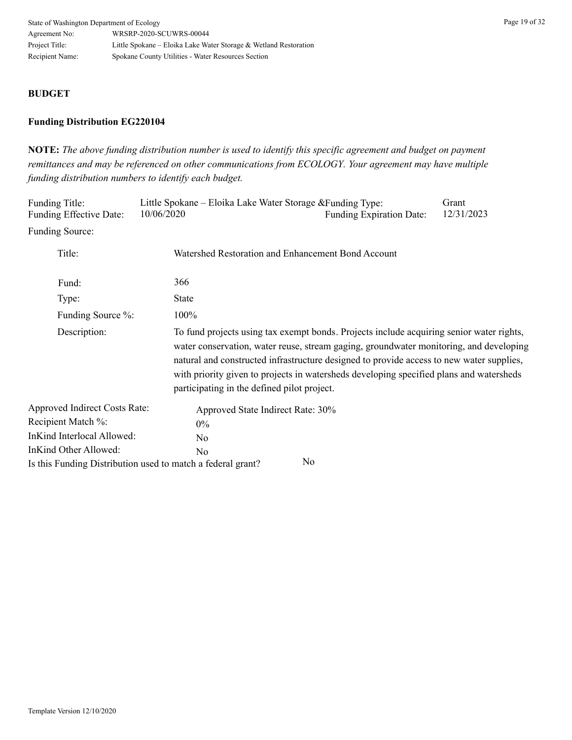**BUDGET**

**Funding Distribution EG220104**

**NOTE:** *The above funding distribution number is used to identify this specific agreement and budget on payment remittances and may be referenced on other communications from ECOLOGY. Your agreement may have multiple funding distribution numbers to identify each budget.*

| | | | |
|---|---|---|---|
| Funding Title: | Little Spokane – Eloika Lake Water Storage & | Funding Type: | Grant |
| Funding Effective Date: | 10/06/2020 | Funding Expiration Date: | 12/31/2023 |

Funding Source:

| | |
|---|---|
| Title: | Watershed Restoration and Enhancement Bond Account |
| Fund: | 366 |
| Type: | State |
| Funding Source %: | 100% |
| Description: | To fund projects using tax exempt bonds. Projects include acquiring senior water rights, water conservation, water reuse, stream gaging, groundwater monitoring, and developing natural and constructed infrastructure designed to provide access to new water supplies, with priority given to projects in watersheds developing specified plans and watersheds participating in the defined pilot project. |

| | |
|---|---|
| Approved Indirect Costs Rate: | Approved State Indirect Rate: 30% |
| Recipient Match %: | 0% |
| InKind Interlocal Allowed: | No |
| InKind Other Allowed: | No |
| Is this Funding Distribution used to match a federal grant? | No |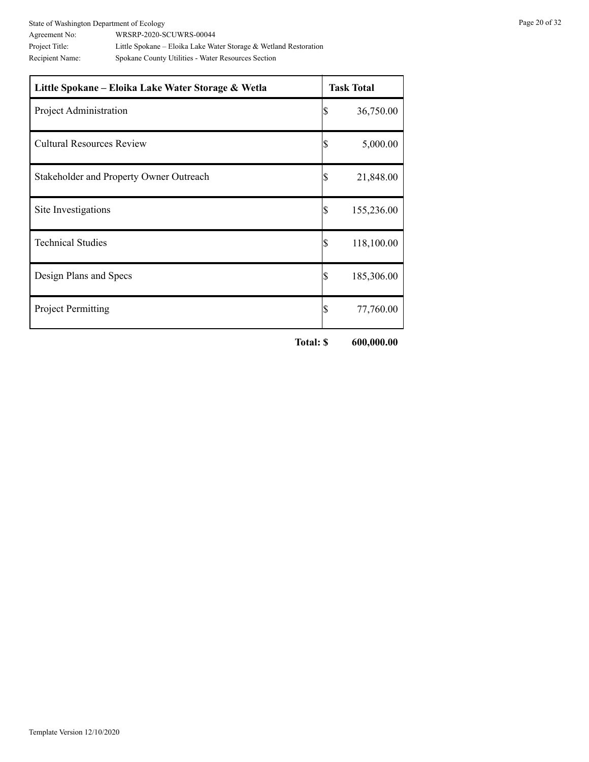| Little Spokane – Eloika Lake Water Storage & Wetla | Task Total |
|---|---|
| Project Administration | $ 36,750.00 |
| Cultural Resources Review | $ 5,000.00 |
| Stakeholder and Property Owner Outreach | $ 21,848.00 |
| Site Investigations | $ 155,236.00 |
| Technical Studies | $ 118,100.00 |
| Design Plans and Specs | $ 185,306.00 |
| Project Permitting | $ 77,760.00 |
| **Total:** | **$ 600,000.00** |

Template Version 12/10/2020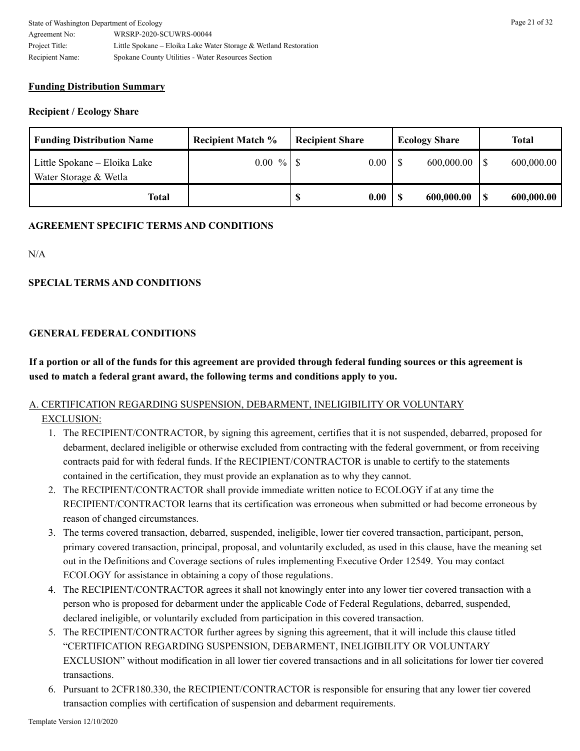**Funding Distribution Summary**

**Recipient / Ecology Share**

| Funding Distribution Name | Recipient Match % | Recipient Share | Ecology Share | Total |
|---|---|---|---|---|
| Little Spokane – Eloika Lake Water Storage & Wetla | 0.00 % | $ 0.00 | $ 600,000.00 | $ 600,000.00 |
| **Total** | | **$ 0.00** | **$ 600,000.00** | **$ 600,000.00** |

**AGREEMENT SPECIFIC TERMS AND CONDITIONS**

N/A

**SPECIAL TERMS AND CONDITIONS**

**GENERAL FEDERAL CONDITIONS**

**If a portion or all of the funds for this agreement are provided through federal funding sources or this agreement is used to match a federal grant award, the following terms and conditions apply to you.**

A. CERTIFICATION REGARDING SUSPENSION, DEBARMENT, INELIGIBILITY OR VOLUNTARY EXCLUSION:

1. The RECIPIENT/CONTRACTOR, by signing this agreement, certifies that it is not suspended, debarred, proposed for debarment, declared ineligible or otherwise excluded from contracting with the federal government, or from receiving contracts paid for with federal funds. If the RECIPIENT/CONTRACTOR is unable to certify to the statements contained in the certification, they must provide an explanation as to why they cannot.
2. The RECIPIENT/CONTRACTOR shall provide immediate written notice to ECOLOGY if at any time the RECIPIENT/CONTRACTOR learns that its certification was erroneous when submitted or had become erroneous by reason of changed circumstances.
3. The terms covered transaction, debarred, suspended, ineligible, lower tier covered transaction, participant, person, primary covered transaction, principal, proposal, and voluntarily excluded, as used in this clause, have the meaning set out in the Definitions and Coverage sections of rules implementing Executive Order 12549. You may contact ECOLOGY for assistance in obtaining a copy of those regulations.
4. The RECIPIENT/CONTRACTOR agrees it shall not knowingly enter into any lower tier covered transaction with a person who is proposed for debarment under the applicable Code of Federal Regulations, debarred, suspended, declared ineligible, or voluntarily excluded from participation in this covered transaction.
5. The RECIPIENT/CONTRACTOR further agrees by signing this agreement, that it will include this clause titled "CERTIFICATION REGARDING SUSPENSION, DEBARMENT, INELIGIBILITY OR VOLUNTARY EXCLUSION" without modification in all lower tier covered transactions and in all solicitations for lower tier covered transactions.
6. Pursuant to 2CFR180.330, the RECIPIENT/CONTRACTOR is responsible for ensuring that any lower tier covered transaction complies with certification of suspension and debarment requirements.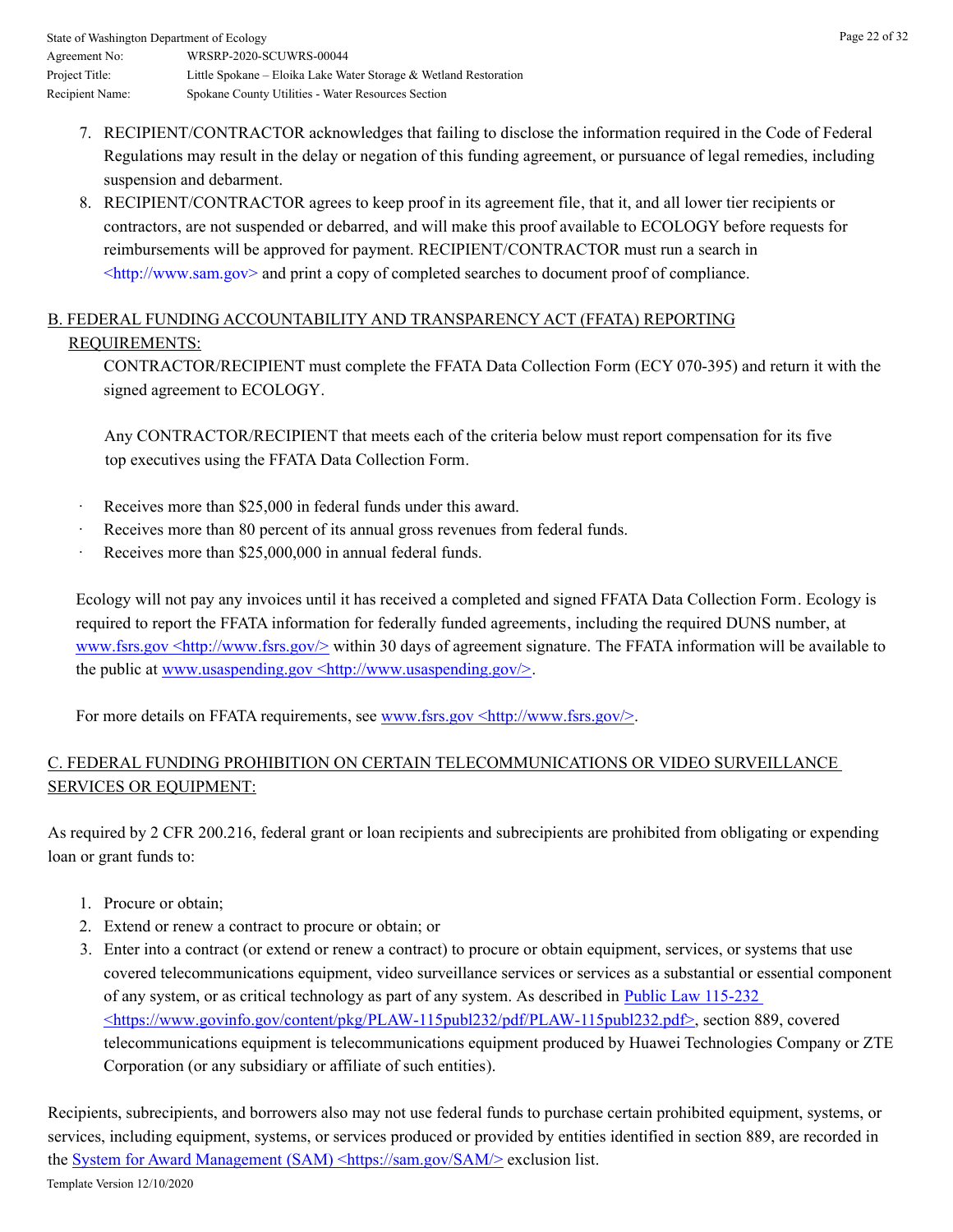7. RECIPIENT/CONTRACTOR acknowledges that failing to disclose the information required in the Code of Federal Regulations may result in the delay or negation of this funding agreement, or pursuance of legal remedies, including suspension and debarment.
8. RECIPIENT/CONTRACTOR agrees to keep proof in its agreement file, that it, and all lower tier recipients or contractors, are not suspended or debarred, and will make this proof available to ECOLOGY before requests for reimbursements will be approved for payment. RECIPIENT/CONTRACTOR must run a search in <http://www.sam.gov> and print a copy of completed searches to document proof of compliance.

B. FEDERAL FUNDING ACCOUNTABILITY AND TRANSPARENCY ACT (FFATA) REPORTING REQUIREMENTS:

CONTRACTOR/RECIPIENT must complete the FFATA Data Collection Form (ECY 070-395) and return it with the signed agreement to ECOLOGY.

Any CONTRACTOR/RECIPIENT that meets each of the criteria below must report compensation for its five top executives using the FFATA Data Collection Form.

- Receives more than $25,000 in federal funds under this award.
- Receives more than 80 percent of its annual gross revenues from federal funds.
- Receives more than $25,000,000 in annual federal funds.

Ecology will not pay any invoices until it has received a completed and signed FFATA Data Collection Form. Ecology is required to report the FFATA information for federally funded agreements, including the required DUNS number, at www.fsrs.gov <http://www.fsrs.gov/> within 30 days of agreement signature. The FFATA information will be available to the public at www.usaspending.gov <http://www.usaspending.gov/>.

For more details on FFATA requirements, see www.fsrs.gov <http://www.fsrs.gov/>.

C. FEDERAL FUNDING PROHIBITION ON CERTAIN TELECOMMUNICATIONS OR VIDEO SURVEILLANCE SERVICES OR EQUIPMENT:

As required by 2 CFR 200.216, federal grant or loan recipients and subrecipients are prohibited from obligating or expending loan or grant funds to:

1. Procure or obtain;
2. Extend or renew a contract to procure or obtain; or
3. Enter into a contract (or extend or renew a contract) to procure or obtain equipment, services, or systems that use covered telecommunications equipment, video surveillance services or services as a substantial or essential component of any system, or as critical technology as part of any system. As described in Public Law 115-232 <https://www.govinfo.gov/content/pkg/PLAW-115publ232/pdf/PLAW-115publ232.pdf>, section 889, covered telecommunications equipment is telecommunications equipment produced by Huawei Technologies Company or ZTE Corporation (or any subsidiary or affiliate of such entities).

Recipients, subrecipients, and borrowers also may not use federal funds to purchase certain prohibited equipment, systems, or services, including equipment, systems, or services produced or provided by entities identified in section 889, are recorded in the System for Award Management (SAM) <https://sam.gov/SAM/> exclusion list.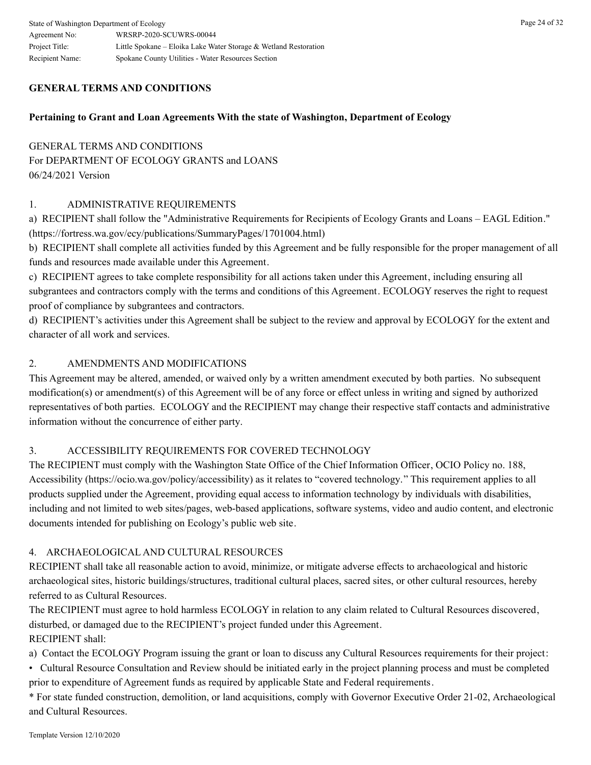## GENERAL TERMS AND CONDITIONS

### Pertaining to Grant and Loan Agreements With the state of Washington, Department of Ecology

GENERAL TERMS AND CONDITIONS
For DEPARTMENT OF ECOLOGY GRANTS and LOANS
06/24/2021 Version

1. ADMINISTRATIVE REQUIREMENTS

a) RECIPIENT shall follow the "Administrative Requirements for Recipients of Ecology Grants and Loans – EAGL Edition." (https://fortress.wa.gov/ecy/publications/SummaryPages/1701004.html)

b) RECIPIENT shall complete all activities funded by this Agreement and be fully responsible for the proper management of all funds and resources made available under this Agreement.

c) RECIPIENT agrees to take complete responsibility for all actions taken under this Agreement, including ensuring all subgrantees and contractors comply with the terms and conditions of this Agreement. ECOLOGY reserves the right to request proof of compliance by subgrantees and contractors.

d) RECIPIENT's activities under this Agreement shall be subject to the review and approval by ECOLOGY for the extent and character of all work and services.

2. AMENDMENTS AND MODIFICATIONS

This Agreement may be altered, amended, or waived only by a written amendment executed by both parties. No subsequent modification(s) or amendment(s) of this Agreement will be of any force or effect unless in writing and signed by authorized representatives of both parties. ECOLOGY and the RECIPIENT may change their respective staff contacts and administrative information without the concurrence of either party.

3. ACCESSIBILITY REQUIREMENTS FOR COVERED TECHNOLOGY

The RECIPIENT must comply with the Washington State Office of the Chief Information Officer, OCIO Policy no. 188, Accessibility (https://ocio.wa.gov/policy/accessibility) as it relates to "covered technology." This requirement applies to all products supplied under the Agreement, providing equal access to information technology by individuals with disabilities, including and not limited to web sites/pages, web-based applications, software systems, video and audio content, and electronic documents intended for publishing on Ecology's public web site.

4. ARCHAEOLOGICAL AND CULTURAL RESOURCES

RECIPIENT shall take all reasonable action to avoid, minimize, or mitigate adverse effects to archaeological and historic archaeological sites, historic buildings/structures, traditional cultural places, sacred sites, or other cultural resources, hereby referred to as Cultural Resources.

The RECIPIENT must agree to hold harmless ECOLOGY in relation to any claim related to Cultural Resources discovered, disturbed, or damaged due to the RECIPIENT's project funded under this Agreement.

RECIPIENT shall:

a) Contact the ECOLOGY Program issuing the grant or loan to discuss any Cultural Resources requirements for their project:

• Cultural Resource Consultation and Review should be initiated early in the project planning process and must be completed prior to expenditure of Agreement funds as required by applicable State and Federal requirements.

* For state funded construction, demolition, or land acquisitions, comply with Governor Executive Order 21-02, Archaeological and Cultural Resources.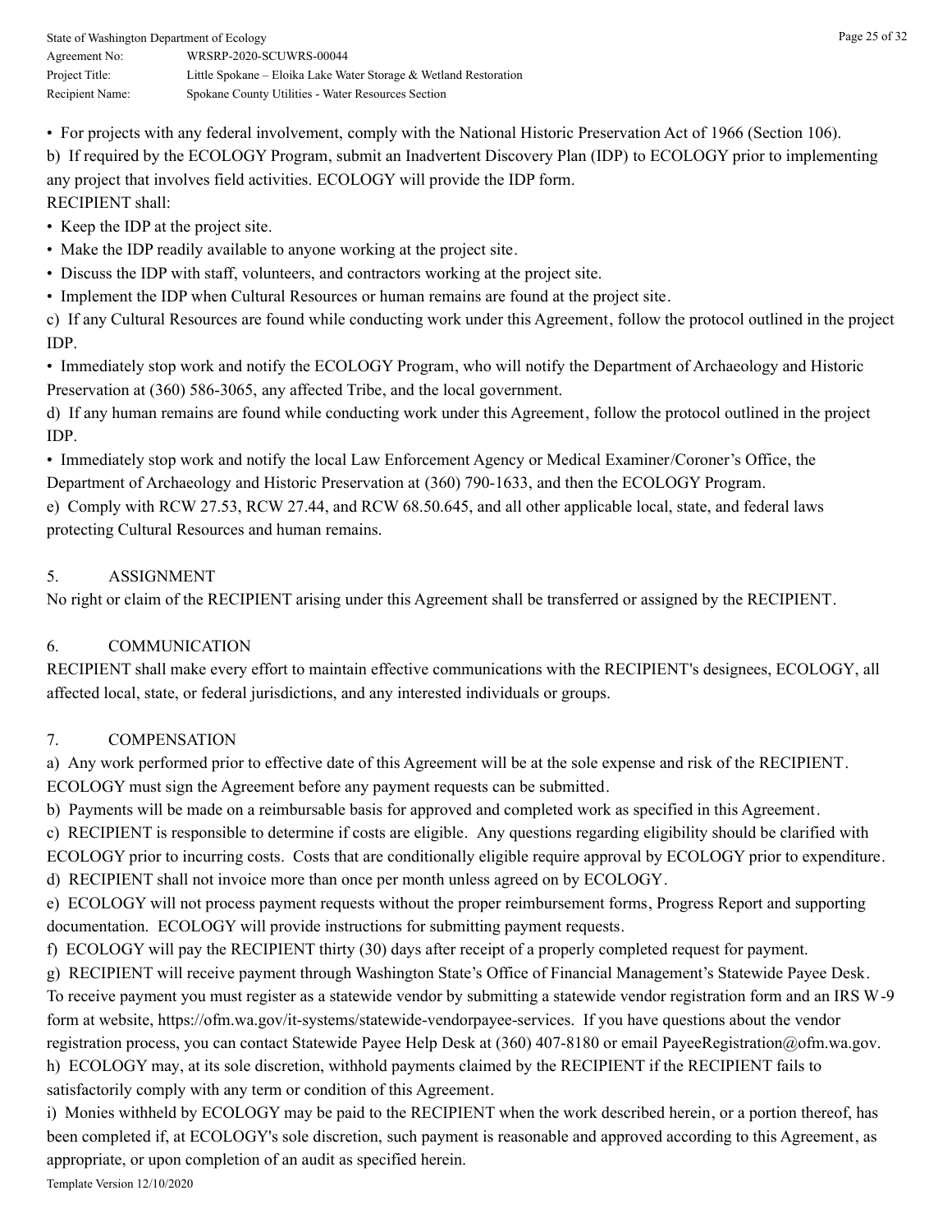• For projects with any federal involvement, comply with the National Historic Preservation Act of 1966 (Section 106).

b) If required by the ECOLOGY Program, submit an Inadvertent Discovery Plan (IDP) to ECOLOGY prior to implementing any project that involves field activities. ECOLOGY will provide the IDP form.

RECIPIENT shall:

• Keep the IDP at the project site.
• Make the IDP readily available to anyone working at the project site.
• Discuss the IDP with staff, volunteers, and contractors working at the project site.
• Implement the IDP when Cultural Resources or human remains are found at the project site.

c) If any Cultural Resources are found while conducting work under this Agreement, follow the protocol outlined in the project IDP.

• Immediately stop work and notify the ECOLOGY Program, who will notify the Department of Archaeology and Historic Preservation at (360) 586-3065, any affected Tribe, and the local government.

d) If any human remains are found while conducting work under this Agreement, follow the protocol outlined in the project IDP.

• Immediately stop work and notify the local Law Enforcement Agency or Medical Examiner/Coroner's Office, the Department of Archaeology and Historic Preservation at (360) 790-1633, and then the ECOLOGY Program.

e) Comply with RCW 27.53, RCW 27.44, and RCW 68.50.645, and all other applicable local, state, and federal laws protecting Cultural Resources and human remains.

## 5. ASSIGNMENT

No right or claim of the RECIPIENT arising under this Agreement shall be transferred or assigned by the RECIPIENT.

## 6. COMMUNICATION

RECIPIENT shall make every effort to maintain effective communications with the RECIPIENT's designees, ECOLOGY, all affected local, state, or federal jurisdictions, and any interested individuals or groups.

## 7. COMPENSATION

a) Any work performed prior to effective date of this Agreement will be at the sole expense and risk of the RECIPIENT. ECOLOGY must sign the Agreement before any payment requests can be submitted.

b) Payments will be made on a reimbursable basis for approved and completed work as specified in this Agreement.

c) RECIPIENT is responsible to determine if costs are eligible. Any questions regarding eligibility should be clarified with ECOLOGY prior to incurring costs. Costs that are conditionally eligible require approval by ECOLOGY prior to expenditure.

d) RECIPIENT shall not invoice more than once per month unless agreed on by ECOLOGY.

e) ECOLOGY will not process payment requests without the proper reimbursement forms, Progress Report and supporting documentation. ECOLOGY will provide instructions for submitting payment requests.

f) ECOLOGY will pay the RECIPIENT thirty (30) days after receipt of a properly completed request for payment.

g) RECIPIENT will receive payment through Washington State's Office of Financial Management's Statewide Payee Desk. To receive payment you must register as a statewide vendor by submitting a statewide vendor registration form and an IRS W-9 form at website, https://ofm.wa.gov/it-systems/statewide-vendorpayee-services. If you have questions about the vendor registration process, you can contact Statewide Payee Help Desk at (360) 407-8180 or email PayeeRegistration@ofm.wa.gov.

h) ECOLOGY may, at its sole discretion, withhold payments claimed by the RECIPIENT if the RECIPIENT fails to satisfactorily comply with any term or condition of this Agreement.

i) Monies withheld by ECOLOGY may be paid to the RECIPIENT when the work described herein, or a portion thereof, has been completed if, at ECOLOGY's sole discretion, such payment is reasonable and approved according to this Agreement, as appropriate, or upon completion of an audit as specified herein.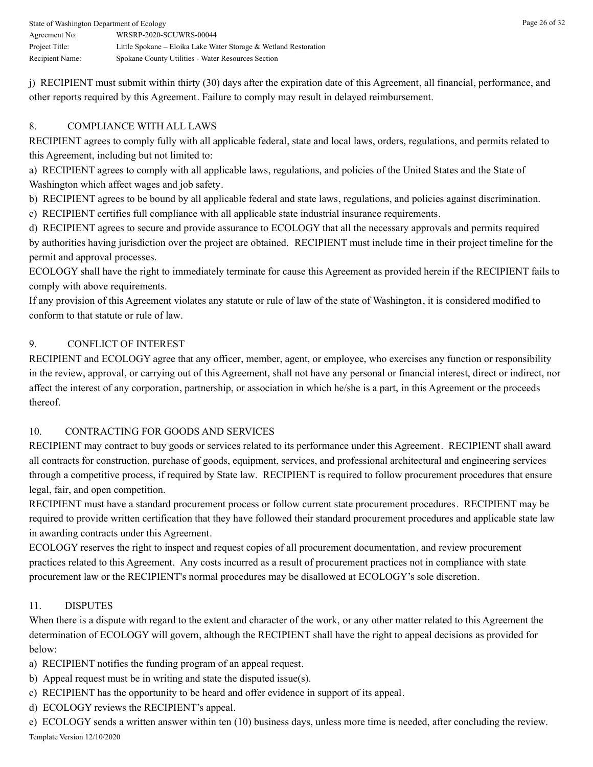j) RECIPIENT must submit within thirty (30) days after the expiration date of this Agreement, all financial, performance, and other reports required by this Agreement. Failure to comply may result in delayed reimbursement.

## 8. COMPLIANCE WITH ALL LAWS

RECIPIENT agrees to comply fully with all applicable federal, state and local laws, orders, regulations, and permits related to this Agreement, including but not limited to:

a) RECIPIENT agrees to comply with all applicable laws, regulations, and policies of the United States and the State of Washington which affect wages and job safety.

b) RECIPIENT agrees to be bound by all applicable federal and state laws, regulations, and policies against discrimination.

c) RECIPIENT certifies full compliance with all applicable state industrial insurance requirements.

d) RECIPIENT agrees to secure and provide assurance to ECOLOGY that all the necessary approvals and permits required by authorities having jurisdiction over the project are obtained. RECIPIENT must include time in their project timeline for the permit and approval processes.

ECOLOGY shall have the right to immediately terminate for cause this Agreement as provided herein if the RECIPIENT fails to comply with above requirements.

If any provision of this Agreement violates any statute or rule of law of the state of Washington, it is considered modified to conform to that statute or rule of law.

## 9. CONFLICT OF INTEREST

RECIPIENT and ECOLOGY agree that any officer, member, agent, or employee, who exercises any function or responsibility in the review, approval, or carrying out of this Agreement, shall not have any personal or financial interest, direct or indirect, nor affect the interest of any corporation, partnership, or association in which he/she is a part, in this Agreement or the proceeds thereof.

## 10. CONTRACTING FOR GOODS AND SERVICES

RECIPIENT may contract to buy goods or services related to its performance under this Agreement. RECIPIENT shall award all contracts for construction, purchase of goods, equipment, services, and professional architectural and engineering services through a competitive process, if required by State law. RECIPIENT is required to follow procurement procedures that ensure legal, fair, and open competition.

RECIPIENT must have a standard procurement process or follow current state procurement procedures. RECIPIENT may be required to provide written certification that they have followed their standard procurement procedures and applicable state law in awarding contracts under this Agreement.

ECOLOGY reserves the right to inspect and request copies of all procurement documentation, and review procurement practices related to this Agreement. Any costs incurred as a result of procurement practices not in compliance with state procurement law or the RECIPIENT's normal procedures may be disallowed at ECOLOGY's sole discretion.

## 11. DISPUTES

When there is a dispute with regard to the extent and character of the work, or any other matter related to this Agreement the determination of ECOLOGY will govern, although the RECIPIENT shall have the right to appeal decisions as provided for below:

a) RECIPIENT notifies the funding program of an appeal request.

b) Appeal request must be in writing and state the disputed issue(s).

c) RECIPIENT has the opportunity to be heard and offer evidence in support of its appeal.

d) ECOLOGY reviews the RECIPIENT's appeal.

e) ECOLOGY sends a written answer within ten (10) business days, unless more time is needed, after concluding the review.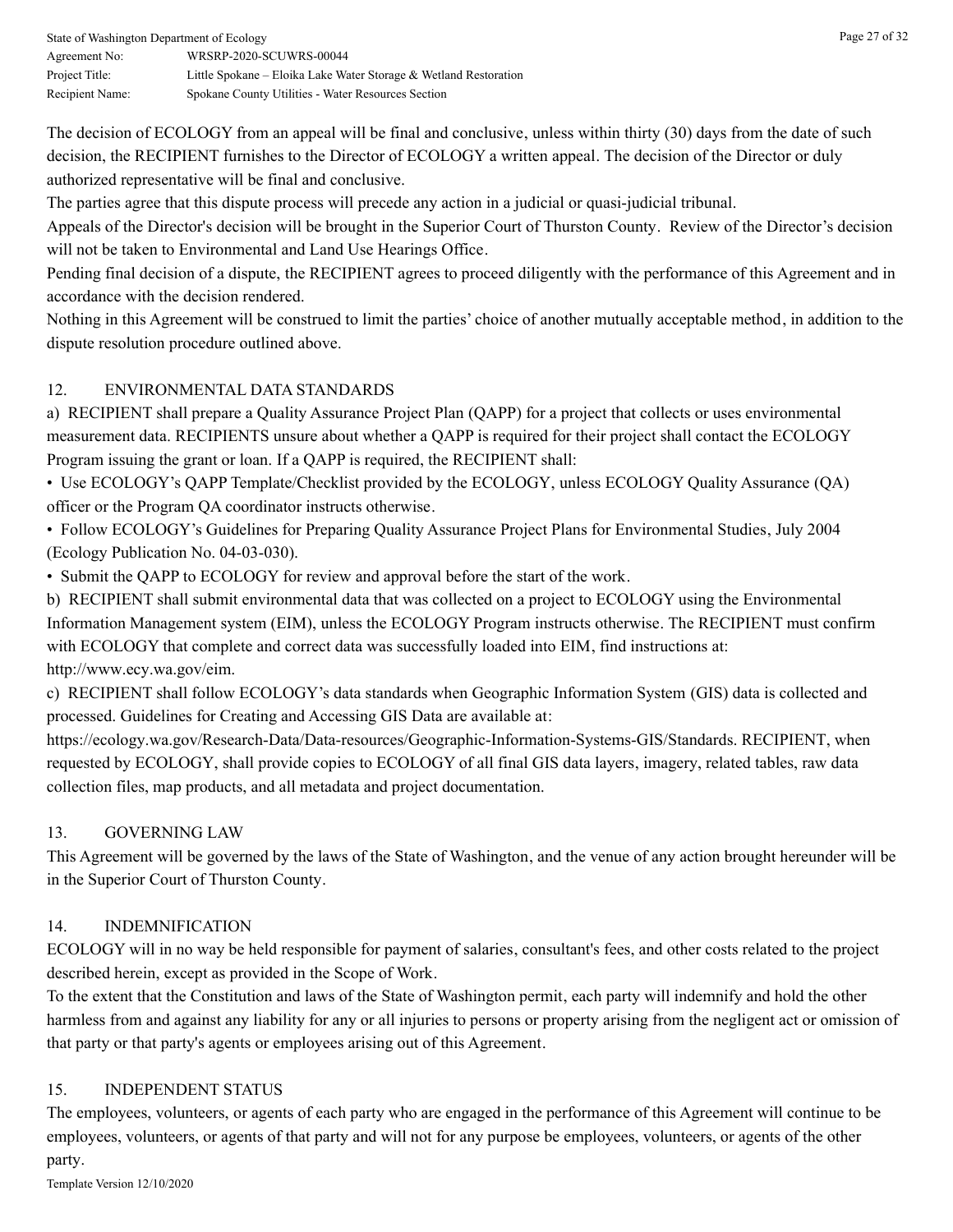The decision of ECOLOGY from an appeal will be final and conclusive, unless within thirty (30) days from the date of such decision, the RECIPIENT furnishes to the Director of ECOLOGY a written appeal. The decision of the Director or duly authorized representative will be final and conclusive.

The parties agree that this dispute process will precede any action in a judicial or quasi-judicial tribunal.

Appeals of the Director's decision will be brought in the Superior Court of Thurston County. Review of the Director's decision will not be taken to Environmental and Land Use Hearings Office.

Pending final decision of a dispute, the RECIPIENT agrees to proceed diligently with the performance of this Agreement and in accordance with the decision rendered.

Nothing in this Agreement will be construed to limit the parties' choice of another mutually acceptable method, in addition to the dispute resolution procedure outlined above.

## 12. ENVIRONMENTAL DATA STANDARDS

a) RECIPIENT shall prepare a Quality Assurance Project Plan (QAPP) for a project that collects or uses environmental measurement data. RECIPIENTS unsure about whether a QAPP is required for their project shall contact the ECOLOGY Program issuing the grant or loan. If a QAPP is required, the RECIPIENT shall:

- Use ECOLOGY's QAPP Template/Checklist provided by the ECOLOGY, unless ECOLOGY Quality Assurance (QA) officer or the Program QA coordinator instructs otherwise.
- Follow ECOLOGY's Guidelines for Preparing Quality Assurance Project Plans for Environmental Studies, July 2004 (Ecology Publication No. 04-03-030).
- Submit the QAPP to ECOLOGY for review and approval before the start of the work.

b) RECIPIENT shall submit environmental data that was collected on a project to ECOLOGY using the Environmental Information Management system (EIM), unless the ECOLOGY Program instructs otherwise. The RECIPIENT must confirm with ECOLOGY that complete and correct data was successfully loaded into EIM, find instructions at: http://www.ecy.wa.gov/eim.

c) RECIPIENT shall follow ECOLOGY's data standards when Geographic Information System (GIS) data is collected and processed. Guidelines for Creating and Accessing GIS Data are available at: https://ecology.wa.gov/Research-Data/Data-resources/Geographic-Information-Systems-GIS/Standards. RECIPIENT, when requested by ECOLOGY, shall provide copies to ECOLOGY of all final GIS data layers, imagery, related tables, raw data collection files, map products, and all metadata and project documentation.

## 13. GOVERNING LAW

This Agreement will be governed by the laws of the State of Washington, and the venue of any action brought hereunder will be in the Superior Court of Thurston County.

## 14. INDEMNIFICATION

ECOLOGY will in no way be held responsible for payment of salaries, consultant's fees, and other costs related to the project described herein, except as provided in the Scope of Work.

To the extent that the Constitution and laws of the State of Washington permit, each party will indemnify and hold the other harmless from and against any liability for any or all injuries to persons or property arising from the negligent act or omission of that party or that party's agents or employees arising out of this Agreement.

## 15. INDEPENDENT STATUS

The employees, volunteers, or agents of each party who are engaged in the performance of this Agreement will continue to be employees, volunteers, or agents of that party and will not for any purpose be employees, volunteers, or agents of the other party.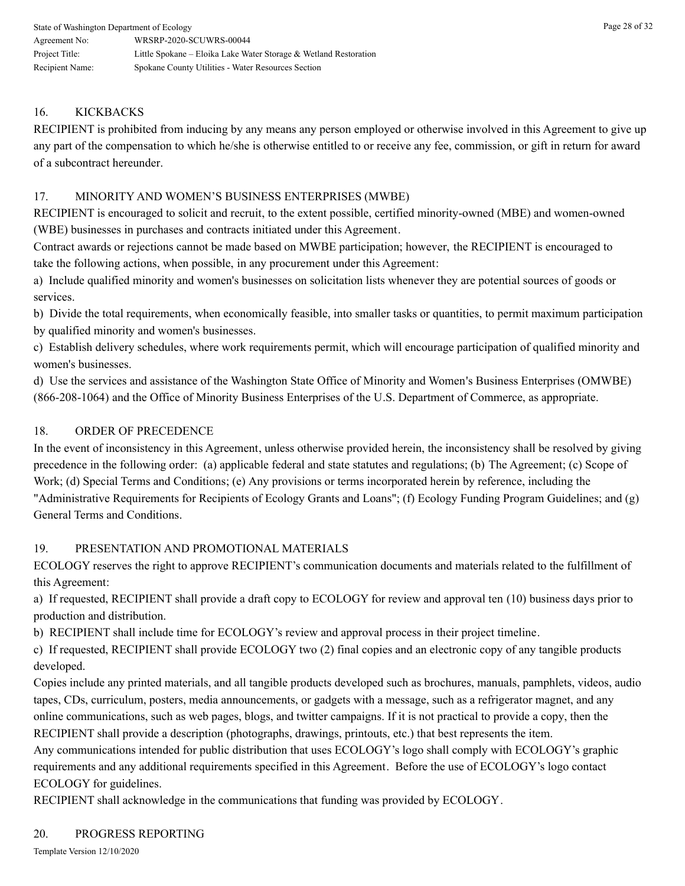16. KICKBACKS

RECIPIENT is prohibited from inducing by any means any person employed or otherwise involved in this Agreement to give up any part of the compensation to which he/she is otherwise entitled to or receive any fee, commission, or gift in return for award of a subcontract hereunder.

17. MINORITY AND WOMEN'S BUSINESS ENTERPRISES (MWBE)

RECIPIENT is encouraged to solicit and recruit, to the extent possible, certified minority-owned (MBE) and women-owned (WBE) businesses in purchases and contracts initiated under this Agreement.

Contract awards or rejections cannot be made based on MWBE participation; however, the RECIPIENT is encouraged to take the following actions, when possible, in any procurement under this Agreement:

a) Include qualified minority and women's businesses on solicitation lists whenever they are potential sources of goods or services.

b) Divide the total requirements, when economically feasible, into smaller tasks or quantities, to permit maximum participation by qualified minority and women's businesses.

c) Establish delivery schedules, where work requirements permit, which will encourage participation of qualified minority and women's businesses.

d) Use the services and assistance of the Washington State Office of Minority and Women's Business Enterprises (OMWBE) (866-208-1064) and the Office of Minority Business Enterprises of the U.S. Department of Commerce, as appropriate.

18. ORDER OF PRECEDENCE

In the event of inconsistency in this Agreement, unless otherwise provided herein, the inconsistency shall be resolved by giving precedence in the following order: (a) applicable federal and state statutes and regulations; (b) The Agreement; (c) Scope of Work; (d) Special Terms and Conditions; (e) Any provisions or terms incorporated herein by reference, including the "Administrative Requirements for Recipients of Ecology Grants and Loans"; (f) Ecology Funding Program Guidelines; and (g) General Terms and Conditions.

19. PRESENTATION AND PROMOTIONAL MATERIALS

ECOLOGY reserves the right to approve RECIPIENT's communication documents and materials related to the fulfillment of this Agreement:

a) If requested, RECIPIENT shall provide a draft copy to ECOLOGY for review and approval ten (10) business days prior to production and distribution.

b) RECIPIENT shall include time for ECOLOGY's review and approval process in their project timeline.

c) If requested, RECIPIENT shall provide ECOLOGY two (2) final copies and an electronic copy of any tangible products developed.

Copies include any printed materials, and all tangible products developed such as brochures, manuals, pamphlets, videos, audio tapes, CDs, curriculum, posters, media announcements, or gadgets with a message, such as a refrigerator magnet, and any online communications, such as web pages, blogs, and twitter campaigns. If it is not practical to provide a copy, then the RECIPIENT shall provide a description (photographs, drawings, printouts, etc.) that best represents the item.

Any communications intended for public distribution that uses ECOLOGY's logo shall comply with ECOLOGY's graphic requirements and any additional requirements specified in this Agreement. Before the use of ECOLOGY's logo contact ECOLOGY for guidelines.

RECIPIENT shall acknowledge in the communications that funding was provided by ECOLOGY.

20. PROGRESS REPORTING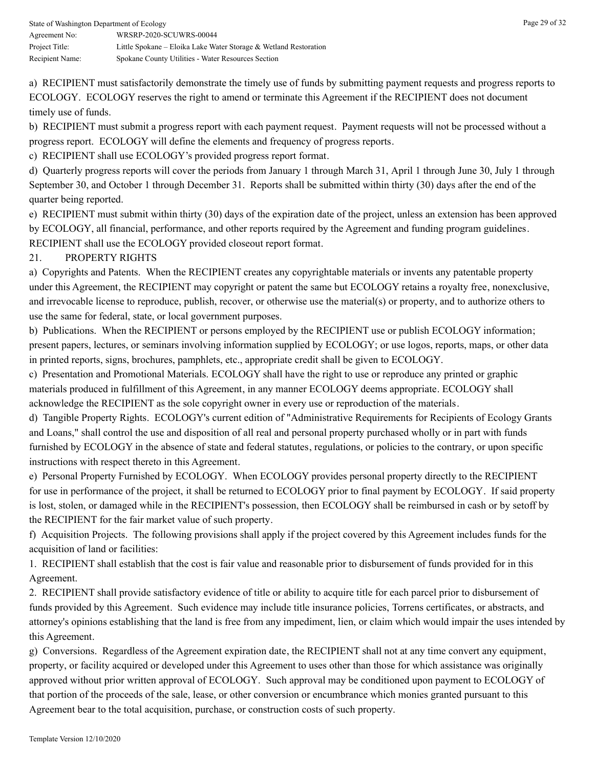a) RECIPIENT must satisfactorily demonstrate the timely use of funds by submitting payment requests and progress reports to ECOLOGY. ECOLOGY reserves the right to amend or terminate this Agreement if the RECIPIENT does not document timely use of funds.

b) RECIPIENT must submit a progress report with each payment request. Payment requests will not be processed without a progress report. ECOLOGY will define the elements and frequency of progress reports.

c) RECIPIENT shall use ECOLOGY's provided progress report format.

d) Quarterly progress reports will cover the periods from January 1 through March 31, April 1 through June 30, July 1 through September 30, and October 1 through December 31. Reports shall be submitted within thirty (30) days after the end of the quarter being reported.

e) RECIPIENT must submit within thirty (30) days of the expiration date of the project, unless an extension has been approved by ECOLOGY, all financial, performance, and other reports required by the Agreement and funding program guidelines. RECIPIENT shall use the ECOLOGY provided closeout report format.

21. PROPERTY RIGHTS

a) Copyrights and Patents. When the RECIPIENT creates any copyrightable materials or invents any patentable property under this Agreement, the RECIPIENT may copyright or patent the same but ECOLOGY retains a royalty free, nonexclusive, and irrevocable license to reproduce, publish, recover, or otherwise use the material(s) or property, and to authorize others to use the same for federal, state, or local government purposes.

b) Publications. When the RECIPIENT or persons employed by the RECIPIENT use or publish ECOLOGY information; present papers, lectures, or seminars involving information supplied by ECOLOGY; or use logos, reports, maps, or other data in printed reports, signs, brochures, pamphlets, etc., appropriate credit shall be given to ECOLOGY.

c) Presentation and Promotional Materials. ECOLOGY shall have the right to use or reproduce any printed or graphic materials produced in fulfillment of this Agreement, in any manner ECOLOGY deems appropriate. ECOLOGY shall acknowledge the RECIPIENT as the sole copyright owner in every use or reproduction of the materials.

d) Tangible Property Rights. ECOLOGY's current edition of "Administrative Requirements for Recipients of Ecology Grants and Loans," shall control the use and disposition of all real and personal property purchased wholly or in part with funds furnished by ECOLOGY in the absence of state and federal statutes, regulations, or policies to the contrary, or upon specific instructions with respect thereto in this Agreement.

e) Personal Property Furnished by ECOLOGY. When ECOLOGY provides personal property directly to the RECIPIENT for use in performance of the project, it shall be returned to ECOLOGY prior to final payment by ECOLOGY. If said property is lost, stolen, or damaged while in the RECIPIENT's possession, then ECOLOGY shall be reimbursed in cash or by setoff by the RECIPIENT for the fair market value of such property.

f) Acquisition Projects. The following provisions shall apply if the project covered by this Agreement includes funds for the acquisition of land or facilities:

1. RECIPIENT shall establish that the cost is fair value and reasonable prior to disbursement of funds provided for in this Agreement.

2. RECIPIENT shall provide satisfactory evidence of title or ability to acquire title for each parcel prior to disbursement of funds provided by this Agreement. Such evidence may include title insurance policies, Torrens certificates, or abstracts, and attorney's opinions establishing that the land is free from any impediment, lien, or claim which would impair the uses intended by this Agreement.

g) Conversions. Regardless of the Agreement expiration date, the RECIPIENT shall not at any time convert any equipment, property, or facility acquired or developed under this Agreement to uses other than those for which assistance was originally approved without prior written approval of ECOLOGY. Such approval may be conditioned upon payment to ECOLOGY of that portion of the proceeds of the sale, lease, or other conversion or encumbrance which monies granted pursuant to this Agreement bear to the total acquisition, purchase, or construction costs of such property.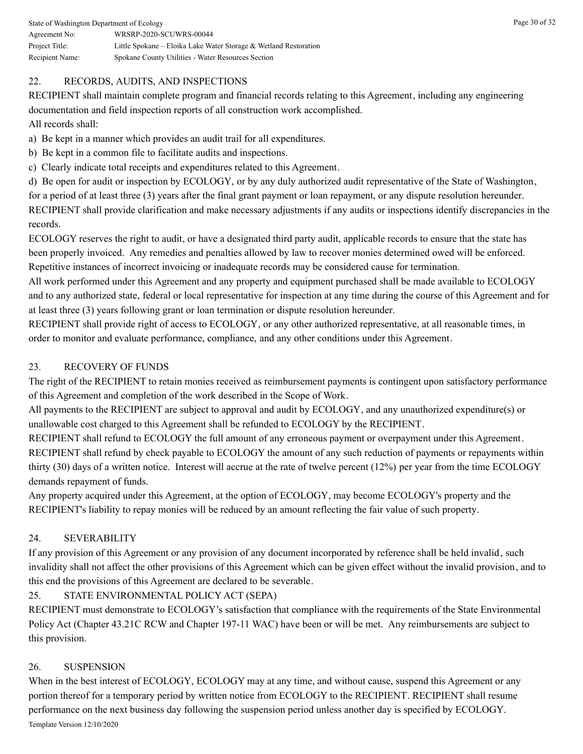## 22. RECORDS, AUDITS, AND INSPECTIONS

RECIPIENT shall maintain complete program and financial records relating to this Agreement, including any engineering documentation and field inspection reports of all construction work accomplished.

All records shall:

a) Be kept in a manner which provides an audit trail for all expenditures.

b) Be kept in a common file to facilitate audits and inspections.

c) Clearly indicate total receipts and expenditures related to this Agreement.

d) Be open for audit or inspection by ECOLOGY, or by any duly authorized audit representative of the State of Washington, for a period of at least three (3) years after the final grant payment or loan repayment, or any dispute resolution hereunder.

RECIPIENT shall provide clarification and make necessary adjustments if any audits or inspections identify discrepancies in the records.

ECOLOGY reserves the right to audit, or have a designated third party audit, applicable records to ensure that the state has been properly invoiced. Any remedies and penalties allowed by law to recover monies determined owed will be enforced. Repetitive instances of incorrect invoicing or inadequate records may be considered cause for termination.

All work performed under this Agreement and any property and equipment purchased shall be made available to ECOLOGY and to any authorized state, federal or local representative for inspection at any time during the course of this Agreement and for at least three (3) years following grant or loan termination or dispute resolution hereunder.

RECIPIENT shall provide right of access to ECOLOGY, or any other authorized representative, at all reasonable times, in order to monitor and evaluate performance, compliance, and any other conditions under this Agreement.

## 23. RECOVERY OF FUNDS

The right of the RECIPIENT to retain monies received as reimbursement payments is contingent upon satisfactory performance of this Agreement and completion of the work described in the Scope of Work.

All payments to the RECIPIENT are subject to approval and audit by ECOLOGY, and any unauthorized expenditure(s) or unallowable cost charged to this Agreement shall be refunded to ECOLOGY by the RECIPIENT.

RECIPIENT shall refund to ECOLOGY the full amount of any erroneous payment or overpayment under this Agreement.

RECIPIENT shall refund by check payable to ECOLOGY the amount of any such reduction of payments or repayments within thirty (30) days of a written notice. Interest will accrue at the rate of twelve percent (12%) per year from the time ECOLOGY demands repayment of funds.

Any property acquired under this Agreement, at the option of ECOLOGY, may become ECOLOGY's property and the RECIPIENT's liability to repay monies will be reduced by an amount reflecting the fair value of such property.

## 24. SEVERABILITY

If any provision of this Agreement or any provision of any document incorporated by reference shall be held invalid, such invalidity shall not affect the other provisions of this Agreement which can be given effect without the invalid provision, and to this end the provisions of this Agreement are declared to be severable.

## 25. STATE ENVIRONMENTAL POLICY ACT (SEPA)

RECIPIENT must demonstrate to ECOLOGY's satisfaction that compliance with the requirements of the State Environmental Policy Act (Chapter 43.21C RCW and Chapter 197-11 WAC) have been or will be met. Any reimbursements are subject to this provision.

## 26. SUSPENSION

When in the best interest of ECOLOGY, ECOLOGY may at any time, and without cause, suspend this Agreement or any portion thereof for a temporary period by written notice from ECOLOGY to the RECIPIENT. RECIPIENT shall resume performance on the next business day following the suspension period unless another day is specified by ECOLOGY.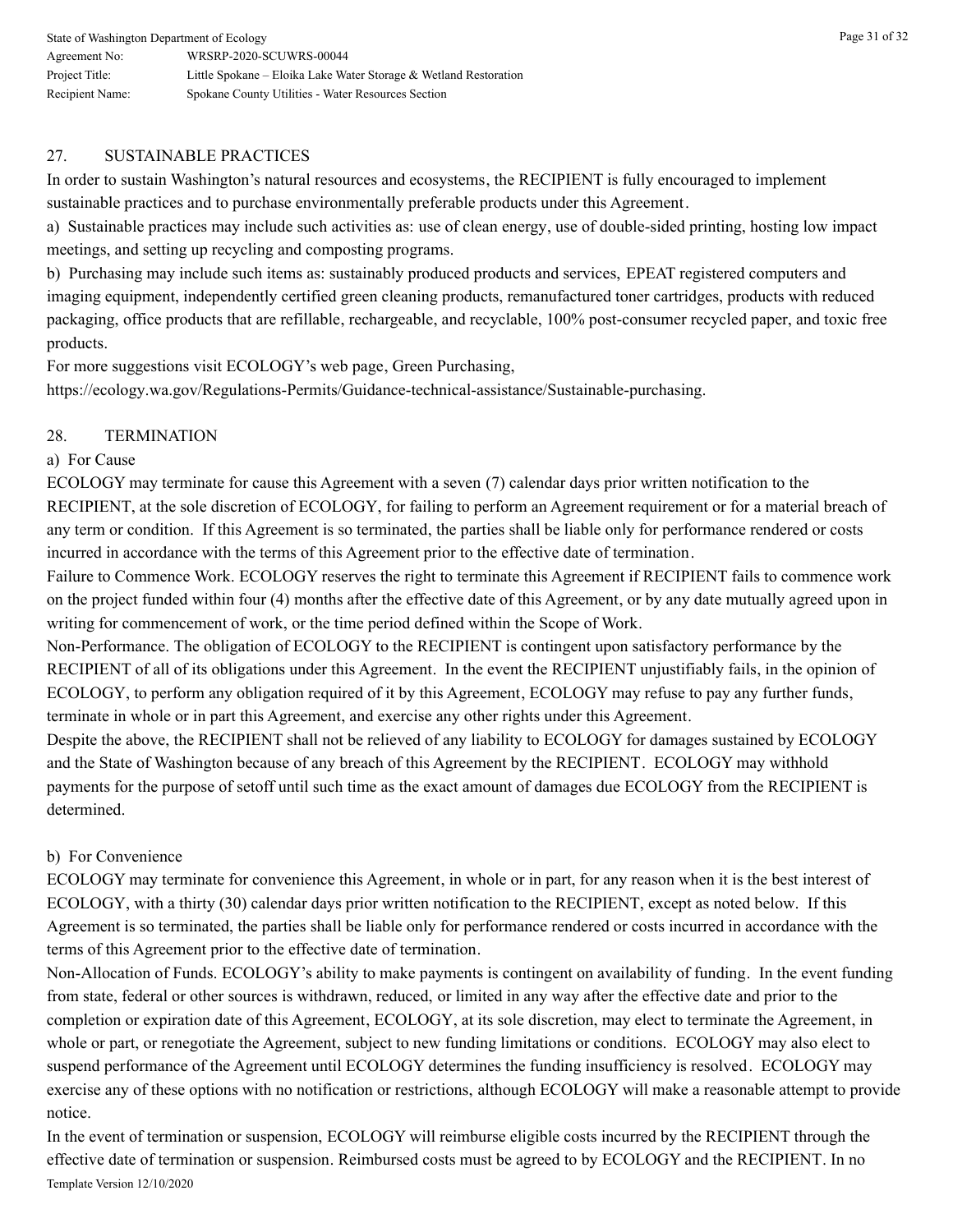## 27. SUSTAINABLE PRACTICES

In order to sustain Washington's natural resources and ecosystems, the RECIPIENT is fully encouraged to implement sustainable practices and to purchase environmentally preferable products under this Agreement.

a) Sustainable practices may include such activities as: use of clean energy, use of double-sided printing, hosting low impact meetings, and setting up recycling and composting programs.

b) Purchasing may include such items as: sustainably produced products and services, EPEAT registered computers and imaging equipment, independently certified green cleaning products, remanufactured toner cartridges, products with reduced packaging, office products that are refillable, rechargeable, and recyclable, 100% post-consumer recycled paper, and toxic free products.

For more suggestions visit ECOLOGY's web page, Green Purchasing, https://ecology.wa.gov/Regulations-Permits/Guidance-technical-assistance/Sustainable-purchasing.

## 28. TERMINATION

a) For Cause

ECOLOGY may terminate for cause this Agreement with a seven (7) calendar days prior written notification to the RECIPIENT, at the sole discretion of ECOLOGY, for failing to perform an Agreement requirement or for a material breach of any term or condition. If this Agreement is so terminated, the parties shall be liable only for performance rendered or costs incurred in accordance with the terms of this Agreement prior to the effective date of termination.

Failure to Commence Work. ECOLOGY reserves the right to terminate this Agreement if RECIPIENT fails to commence work on the project funded within four (4) months after the effective date of this Agreement, or by any date mutually agreed upon in writing for commencement of work, or the time period defined within the Scope of Work.

Non-Performance. The obligation of ECOLOGY to the RECIPIENT is contingent upon satisfactory performance by the RECIPIENT of all of its obligations under this Agreement. In the event the RECIPIENT unjustifiably fails, in the opinion of ECOLOGY, to perform any obligation required of it by this Agreement, ECOLOGY may refuse to pay any further funds, terminate in whole or in part this Agreement, and exercise any other rights under this Agreement.

Despite the above, the RECIPIENT shall not be relieved of any liability to ECOLOGY for damages sustained by ECOLOGY and the State of Washington because of any breach of this Agreement by the RECIPIENT. ECOLOGY may withhold payments for the purpose of setoff until such time as the exact amount of damages due ECOLOGY from the RECIPIENT is determined.

b) For Convenience

ECOLOGY may terminate for convenience this Agreement, in whole or in part, for any reason when it is the best interest of ECOLOGY, with a thirty (30) calendar days prior written notification to the RECIPIENT, except as noted below. If this Agreement is so terminated, the parties shall be liable only for performance rendered or costs incurred in accordance with the terms of this Agreement prior to the effective date of termination.

Non-Allocation of Funds. ECOLOGY's ability to make payments is contingent on availability of funding. In the event funding from state, federal or other sources is withdrawn, reduced, or limited in any way after the effective date and prior to the completion or expiration date of this Agreement, ECOLOGY, at its sole discretion, may elect to terminate the Agreement, in whole or part, or renegotiate the Agreement, subject to new funding limitations or conditions. ECOLOGY may also elect to suspend performance of the Agreement until ECOLOGY determines the funding insufficiency is resolved. ECOLOGY may exercise any of these options with no notification or restrictions, although ECOLOGY will make a reasonable attempt to provide notice.

In the event of termination or suspension, ECOLOGY will reimburse eligible costs incurred by the RECIPIENT through the effective date of termination or suspension. Reimbursed costs must be agreed to by ECOLOGY and the RECIPIENT. In no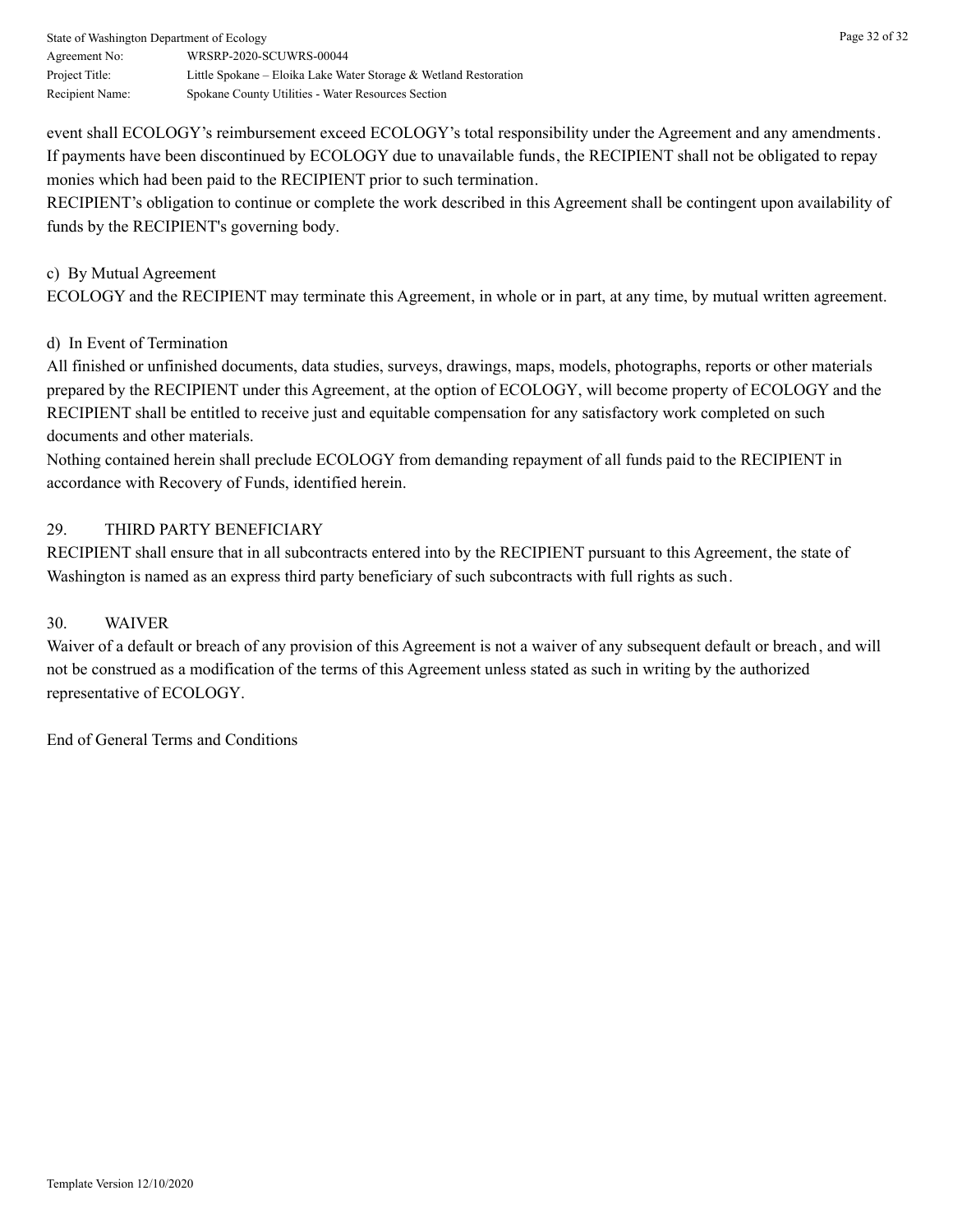event shall ECOLOGY's reimbursement exceed ECOLOGY's total responsibility under the Agreement and any amendments. If payments have been discontinued by ECOLOGY due to unavailable funds, the RECIPIENT shall not be obligated to repay monies which had been paid to the RECIPIENT prior to such termination.

RECIPIENT's obligation to continue or complete the work described in this Agreement shall be contingent upon availability of funds by the RECIPIENT's governing body.

c) By Mutual Agreement

ECOLOGY and the RECIPIENT may terminate this Agreement, in whole or in part, at any time, by mutual written agreement.

d) In Event of Termination

All finished or unfinished documents, data studies, surveys, drawings, maps, models, photographs, reports or other materials prepared by the RECIPIENT under this Agreement, at the option of ECOLOGY, will become property of ECOLOGY and the RECIPIENT shall be entitled to receive just and equitable compensation for any satisfactory work completed on such documents and other materials.

Nothing contained herein shall preclude ECOLOGY from demanding repayment of all funds paid to the RECIPIENT in accordance with Recovery of Funds, identified herein.

## 29. THIRD PARTY BENEFICIARY

RECIPIENT shall ensure that in all subcontracts entered into by the RECIPIENT pursuant to this Agreement, the state of Washington is named as an express third party beneficiary of such subcontracts with full rights as such.

## 30. WAIVER

Waiver of a default or breach of any provision of this Agreement is not a waiver of any subsequent default or breach, and will not be construed as a modification of the terms of this Agreement unless stated as such in writing by the authorized representative of ECOLOGY.

End of General Terms and Conditions